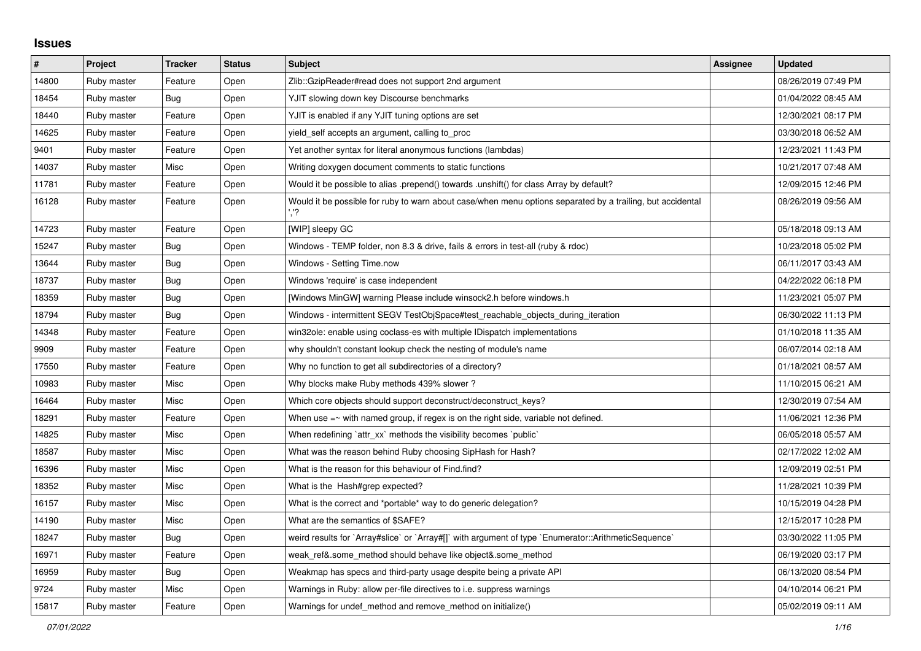## Issues

| # | Project | Tracker | Status | Subject | Assignee | Updated |
|---|---|---|---|---|---|---|
| 14800 | Ruby master | Feature | Open | Zlib::GzipReader#read does not support 2nd argument | | 08/26/2019 07:49 PM |
| 18454 | Ruby master | Bug | Open | YJIT slowing down key Discourse benchmarks | | 01/04/2022 08:45 AM |
| 18440 | Ruby master | Feature | Open | YJIT is enabled if any YJIT tuning options are set | | 12/30/2021 08:17 PM |
| 14625 | Ruby master | Feature | Open | yield_self accepts an argument, calling to_proc | | 03/30/2018 06:52 AM |
| 9401 | Ruby master | Feature | Open | Yet another syntax for literal anonymous functions (lambdas) | | 12/23/2021 11:43 PM |
| 14037 | Ruby master | Misc | Open | Writing doxygen document comments to static functions | | 10/21/2017 07:48 AM |
| 11781 | Ruby master | Feature | Open | Would it be possible to alias .prepend() towards .unshift() for class Array by default? | | 12/09/2015 12:46 PM |
| 16128 | Ruby master | Feature | Open | Would it be possible for ruby to warn about case/when menu options separated by a trailing, but accidental ','? | | 08/26/2019 09:56 AM |
| 14723 | Ruby master | Feature | Open | [WIP] sleepy GC | | 05/18/2018 09:13 AM |
| 15247 | Ruby master | Bug | Open | Windows - TEMP folder, non 8.3 & drive, fails & errors in test-all (ruby & rdoc) | | 10/23/2018 05:02 PM |
| 13644 | Ruby master | Bug | Open | Windows - Setting Time.now | | 06/11/2017 03:43 AM |
| 18737 | Ruby master | Bug | Open | Windows 'require' is case independent | | 04/22/2022 06:18 PM |
| 18359 | Ruby master | Bug | Open | [Windows MinGW] warning Please include winsock2.h before windows.h | | 11/23/2021 05:07 PM |
| 18794 | Ruby master | Bug | Open | Windows - intermittent SEGV TestObjSpace#test_reachable_objects_during_iteration | | 06/30/2022 11:13 PM |
| 14348 | Ruby master | Feature | Open | win32ole: enable using coclass-es with multiple IDispatch implementations | | 01/10/2018 11:35 AM |
| 9909 | Ruby master | Feature | Open | why shouldn't constant lookup check the nesting of module's name | | 06/07/2014 02:18 AM |
| 17550 | Ruby master | Feature | Open | Why no function to get all subdirectories of a directory? | | 01/18/2021 08:57 AM |
| 10983 | Ruby master | Misc | Open | Why blocks make Ruby methods 439% slower ? | | 11/10/2015 06:21 AM |
| 16464 | Ruby master | Misc | Open | Which core objects should support deconstruct/deconstruct_keys? | | 12/30/2019 07:54 AM |
| 18291 | Ruby master | Feature | Open | When use =~ with named group, if regex is on the right side, variable not defined. | | 11/06/2021 12:36 PM |
| 14825 | Ruby master | Misc | Open | When redefining `attr_xx` methods the visibility becomes `public` | | 06/05/2018 05:57 AM |
| 18587 | Ruby master | Misc | Open | What was the reason behind Ruby choosing SipHash for Hash? | | 02/17/2022 12:02 AM |
| 16396 | Ruby master | Misc | Open | What is the reason for this behaviour of Find.find? | | 12/09/2019 02:51 PM |
| 18352 | Ruby master | Misc | Open | What is the Hash#grep expected? | | 11/28/2021 10:39 PM |
| 16157 | Ruby master | Misc | Open | What is the correct and *portable* way to do generic delegation? | | 10/15/2019 04:28 PM |
| 14190 | Ruby master | Misc | Open | What are the semantics of $SAFE? | | 12/15/2017 10:28 PM |
| 18247 | Ruby master | Bug | Open | weird results for `Array#slice` or `Array#[]` with argument of type `Enumerator::ArithmeticSequence` | | 03/30/2022 11:05 PM |
| 16971 | Ruby master | Feature | Open | weak_ref&.some_method should behave like object&.some_method | | 06/19/2020 03:17 PM |
| 16959 | Ruby master | Bug | Open | Weakmap has specs and third-party usage despite being a private API | | 06/13/2020 08:54 PM |
| 9724 | Ruby master | Misc | Open | Warnings in Ruby: allow per-file directives to i.e. suppress warnings | | 04/10/2014 06:21 PM |
| 15817 | Ruby master | Feature | Open | Warnings for undef_method and remove_method on initialize() | | 05/02/2019 09:11 AM |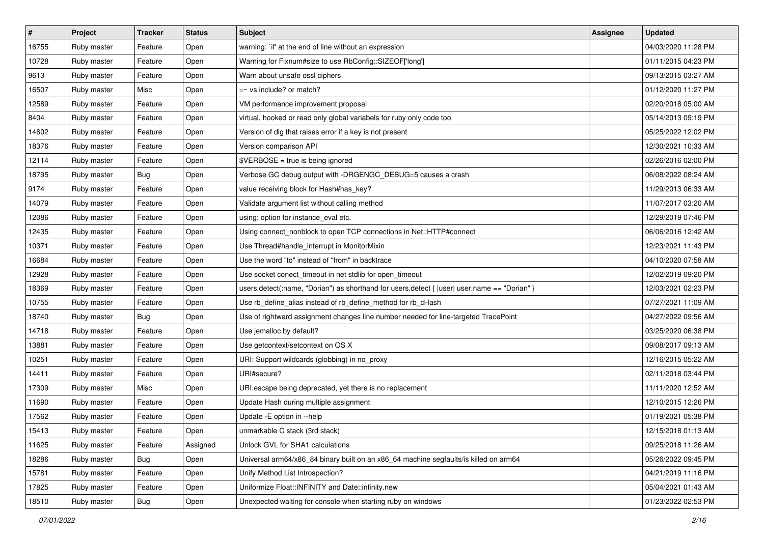| # | Project | Tracker | Status | Subject | Assignee | Updated |
| --- | --- | --- | --- | --- | --- | --- |
| 16755 | Ruby master | Feature | Open | warning: `if' at the end of line without an expression | | 04/03/2020 11:28 PM |
| 10728 | Ruby master | Feature | Open | Warning for Fixnum#size to use RbConfig::SIZEOF['long'] | | 01/11/2015 04:23 PM |
| 9613 | Ruby master | Feature | Open | Warn about unsafe ossl ciphers | | 09/13/2015 03:27 AM |
| 16507 | Ruby master | Misc | Open | =~ vs include? or match? | | 01/12/2020 11:27 PM |
| 12589 | Ruby master | Feature | Open | VM performance improvement proposal | | 02/20/2018 05:00 AM |
| 8404 | Ruby master | Feature | Open | virtual, hooked or read only global variabels for ruby only code too | | 05/14/2013 09:19 PM |
| 14602 | Ruby master | Feature | Open | Version of dig that raises error if a key is not present | | 05/25/2022 12:02 PM |
| 18376 | Ruby master | Feature | Open | Version comparison API | | 12/30/2021 10:33 AM |
| 12114 | Ruby master | Feature | Open | $VERBOSE = true is being ignored | | 02/26/2016 02:00 PM |
| 18795 | Ruby master | Bug | Open | Verbose GC debug output with -DRGENGC_DEBUG=5 causes a crash | | 06/08/2022 08:24 AM |
| 9174 | Ruby master | Feature | Open | value receiving block for Hash#has_key? | | 11/29/2013 06:33 AM |
| 14079 | Ruby master | Feature | Open | Validate argument list without calling method | | 11/07/2017 03:20 AM |
| 12086 | Ruby master | Feature | Open | using: option for instance_eval etc. | | 12/29/2019 07:46 PM |
| 12435 | Ruby master | Feature | Open | Using connect_nonblock to open TCP connections in Net::HTTP#connect | | 06/06/2016 12:42 AM |
| 10371 | Ruby master | Feature | Open | Use Thread#handle_interrupt in MonitorMixin | | 12/23/2021 11:43 PM |
| 16684 | Ruby master | Feature | Open | Use the word "to" instead of "from" in backtrace | | 04/10/2020 07:58 AM |
| 12928 | Ruby master | Feature | Open | Use socket conect_timeout in net stdlib for open_timeout | | 12/02/2019 09:20 PM |
| 18369 | Ruby master | Feature | Open | users.detect(:name, "Dorian") as shorthand for users.detect { \|user\| user.name == "Dorian" } | | 12/03/2021 02:23 PM |
| 10755 | Ruby master | Feature | Open | Use rb_define_alias instead of rb_define_method for rb_cHash | | 07/27/2021 11:09 AM |
| 18740 | Ruby master | Bug | Open | Use of rightward assignment changes line number needed for line-targeted TracePoint | | 04/27/2022 09:56 AM |
| 14718 | Ruby master | Feature | Open | Use jemalloc by default? | | 03/25/2020 06:38 PM |
| 13881 | Ruby master | Feature | Open | Use getcontext/setcontext on OS X | | 09/08/2017 09:13 AM |
| 10251 | Ruby master | Feature | Open | URI: Support wildcards (globbing) in no_proxy | | 12/16/2015 05:22 AM |
| 14411 | Ruby master | Feature | Open | URI#secure? | | 02/11/2018 03:44 PM |
| 17309 | Ruby master | Misc | Open | URI.escape being deprecated, yet there is no replacement | | 11/11/2020 12:52 AM |
| 11690 | Ruby master | Feature | Open | Update Hash during multiple assignment | | 12/10/2015 12:26 PM |
| 17562 | Ruby master | Feature | Open | Update -E option in --help | | 01/19/2021 05:38 PM |
| 15413 | Ruby master | Feature | Open | unmarkable C stack (3rd stack) | | 12/15/2018 01:13 AM |
| 11625 | Ruby master | Feature | Assigned | Unlock GVL for SHA1 calculations | | 09/25/2018 11:26 AM |
| 18286 | Ruby master | Bug | Open | Universal arm64/x86_84 binary built on an x86_64 machine segfaults/is killed on arm64 | | 05/26/2022 09:45 PM |
| 15781 | Ruby master | Feature | Open | Unify Method List Introspection? | | 04/21/2019 11:16 PM |
| 17825 | Ruby master | Feature | Open | Uniformize Float::INFINITY and Date::infinity.new | | 05/04/2021 01:43 AM |
| 18510 | Ruby master | Bug | Open | Unexpected waiting for console when starting ruby on windows | | 01/23/2022 02:53 PM |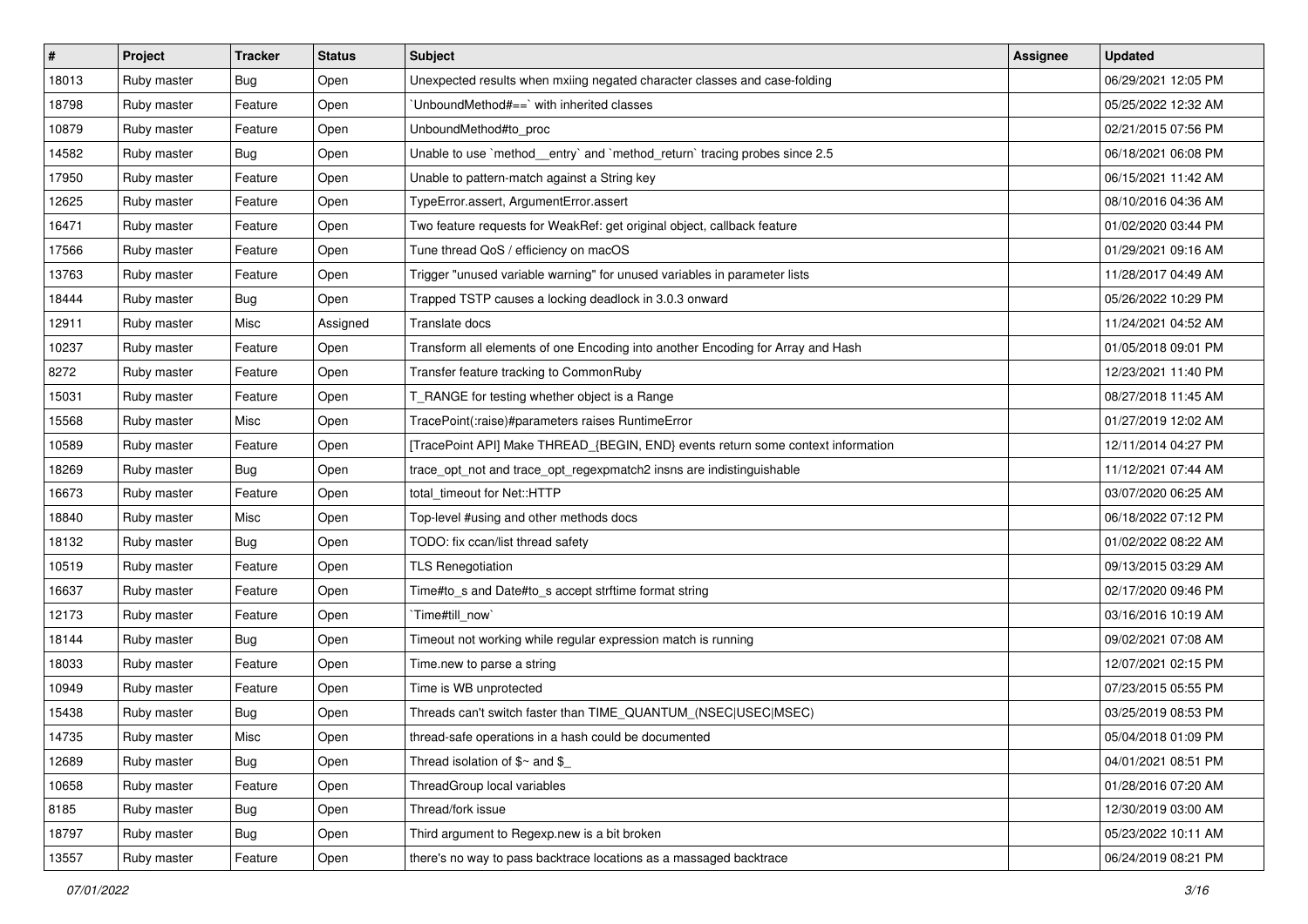| # | Project | Tracker | Status | Subject | Assignee | Updated |
|---|---|---|---|---|---|---|
| 18013 | Ruby master | Bug | Open | Unexpected results when mxiing negated character classes and case-folding | | 06/29/2021 12:05 PM |
| 18798 | Ruby master | Feature | Open | `UnboundMethod#==` with inherited classes | | 05/25/2022 12:32 AM |
| 10879 | Ruby master | Feature | Open | UnboundMethod#to_proc | | 02/21/2015 07:56 PM |
| 14582 | Ruby master | Bug | Open | Unable to use `method__entry` and `method_return` tracing probes since 2.5 | | 06/18/2021 06:08 PM |
| 17950 | Ruby master | Feature | Open | Unable to pattern-match against a String key | | 06/15/2021 11:42 AM |
| 12625 | Ruby master | Feature | Open | TypeError.assert, ArgumentError.assert | | 08/10/2016 04:36 AM |
| 16471 | Ruby master | Feature | Open | Two feature requests for WeakRef: get original object, callback feature | | 01/02/2020 03:44 PM |
| 17566 | Ruby master | Feature | Open | Tune thread QoS / efficiency on macOS | | 01/29/2021 09:16 AM |
| 13763 | Ruby master | Feature | Open | Trigger "unused variable warning" for unused variables in parameter lists | | 11/28/2017 04:49 AM |
| 18444 | Ruby master | Bug | Open | Trapped TSTP causes a locking deadlock in 3.0.3 onward | | 05/26/2022 10:29 PM |
| 12911 | Ruby master | Misc | Assigned | Translate docs | | 11/24/2021 04:52 AM |
| 10237 | Ruby master | Feature | Open | Transform all elements of one Encoding into another Encoding for Array and Hash | | 01/05/2018 09:01 PM |
| 8272 | Ruby master | Feature | Open | Transfer feature tracking to CommonRuby | | 12/23/2021 11:40 PM |
| 15031 | Ruby master | Feature | Open | T_RANGE for testing whether object is a Range | | 08/27/2018 11:45 AM |
| 15568 | Ruby master | Misc | Open | TracePoint(:raise)#parameters raises RuntimeError | | 01/27/2019 12:02 AM |
| 10589 | Ruby master | Feature | Open | [TracePoint API] Make THREAD_{BEGIN, END} events return some context information | | 12/11/2014 04:27 PM |
| 18269 | Ruby master | Bug | Open | trace_opt_not and trace_opt_regexpmatch2 insns are indistinguishable | | 11/12/2021 07:44 AM |
| 16673 | Ruby master | Feature | Open | total_timeout for Net::HTTP | | 03/07/2020 06:25 AM |
| 18840 | Ruby master | Misc | Open | Top-level #using and other methods docs | | 06/18/2022 07:12 PM |
| 18132 | Ruby master | Bug | Open | TODO: fix ccan/list thread safety | | 01/02/2022 08:22 AM |
| 10519 | Ruby master | Feature | Open | TLS Renegotiation | | 09/13/2015 03:29 AM |
| 16637 | Ruby master | Feature | Open | Time#to_s and Date#to_s accept strftime format string | | 02/17/2020 09:46 PM |
| 12173 | Ruby master | Feature | Open | `Time#till_now` | | 03/16/2016 10:19 AM |
| 18144 | Ruby master | Bug | Open | Timeout not working while regular expression match is running | | 09/02/2021 07:08 AM |
| 18033 | Ruby master | Feature | Open | Time.new to parse a string | | 12/07/2021 02:15 PM |
| 10949 | Ruby master | Feature | Open | Time is WB unprotected | | 07/23/2015 05:55 PM |
| 15438 | Ruby master | Bug | Open | Threads can't switch faster than TIME_QUANTUM_(NSEC\|USEC\|MSEC) | | 03/25/2019 08:53 PM |
| 14735 | Ruby master | Misc | Open | thread-safe operations in a hash could be documented | | 05/04/2018 01:09 PM |
| 12689 | Ruby master | Bug | Open | Thread isolation of $~ and $_ | | 04/01/2021 08:51 PM |
| 10658 | Ruby master | Feature | Open | ThreadGroup local variables | | 01/28/2016 07:20 AM |
| 8185 | Ruby master | Bug | Open | Thread/fork issue | | 12/30/2019 03:00 AM |
| 18797 | Ruby master | Bug | Open | Third argument to Regexp.new is a bit broken | | 05/23/2022 10:11 AM |
| 13557 | Ruby master | Feature | Open | there's no way to pass backtrace locations as a massaged backtrace | | 06/24/2019 08:21 PM |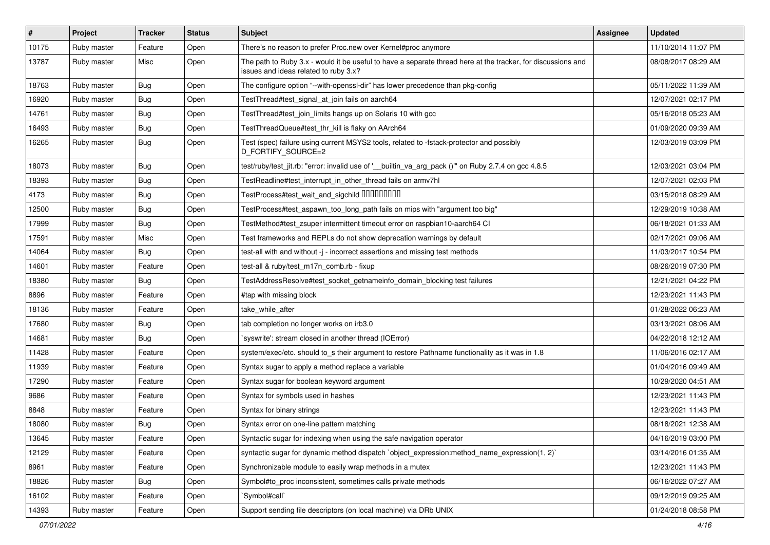| # | Project | Tracker | Status | Subject | Assignee | Updated |
|---|---|---|---|---|---|---|
| 10175 | Ruby master | Feature | Open | There's no reason to prefer Proc.new over Kernel#proc anymore | | 11/10/2014 11:07 PM |
| 13787 | Ruby master | Misc | Open | The path to Ruby 3.x - would it be useful to have a separate thread here at the tracker, for discussions and issues and ideas related to ruby 3.x? | | 08/08/2017 08:29 AM |
| 18763 | Ruby master | Bug | Open | The configure option "--with-openssl-dir" has lower precedence than pkg-config | | 05/11/2022 11:39 AM |
| 16920 | Ruby master | Bug | Open | TestThread#test_signal_at_join fails on aarch64 | | 12/07/2021 02:17 PM |
| 14761 | Ruby master | Bug | Open | TestThread#test_join_limits hangs up on Solaris 10 with gcc | | 05/16/2018 05:23 AM |
| 16493 | Ruby master | Bug | Open | TestThreadQueue#test_thr_kill is flaky on AArch64 | | 01/09/2020 09:39 AM |
| 16265 | Ruby master | Bug | Open | Test (spec) failure using current MSYS2 tools, related to -fstack-protector and possibly D_FORTIFY_SOURCE=2 | | 12/03/2019 03:09 PM |
| 18073 | Ruby master | Bug | Open | test/ruby/test_jit.rb: "error: invalid use of '__builtin_va_arg_pack ()'" on Ruby 2.7.4 on gcc 4.8.5 | | 12/03/2021 03:04 PM |
| 18393 | Ruby master | Bug | Open | TestReadline#test_interrupt_in_other_thread fails on armv7hl | | 12/07/2021 02:03 PM |
| 4173 | Ruby master | Bug | Open | TestProcess#test_wait_and_sigchild □□□□□□□□□ | | 03/15/2018 08:29 AM |
| 12500 | Ruby master | Bug | Open | TestProcess#test_aspawn_too_long_path fails on mips with "argument too big" | | 12/29/2019 10:38 AM |
| 17999 | Ruby master | Bug | Open | TestMethod#test_zsuper intermittent timeout error on raspbian10-aarch64 CI | | 06/18/2021 01:33 AM |
| 17591 | Ruby master | Misc | Open | Test frameworks and REPLs do not show deprecation warnings by default | | 02/17/2021 09:06 AM |
| 14064 | Ruby master | Bug | Open | test-all with and without -j - incorrect assertions and missing test methods | | 11/03/2017 10:54 PM |
| 14601 | Ruby master | Feature | Open | test-all & ruby/test_m17n_comb.rb - fixup | | 08/26/2019 07:30 PM |
| 18380 | Ruby master | Bug | Open | TestAddressResolve#test_socket_getnameinfo_domain_blocking test failures | | 12/21/2021 04:22 PM |
| 8896 | Ruby master | Feature | Open | #tap with missing block | | 12/23/2021 11:43 PM |
| 18136 | Ruby master | Feature | Open | take_while_after | | 01/28/2022 06:23 AM |
| 17680 | Ruby master | Bug | Open | tab completion no longer works on irb3.0 | | 03/13/2021 08:06 AM |
| 14681 | Ruby master | Bug | Open | `syswrite': stream closed in another thread (IOError) | | 04/22/2018 12:12 AM |
| 11428 | Ruby master | Feature | Open | system/exec/etc. should to_s their argument to restore Pathname functionality as it was in 1.8 | | 11/06/2016 02:17 AM |
| 11939 | Ruby master | Feature | Open | Syntax sugar to apply a method replace a variable | | 01/04/2016 09:49 AM |
| 17290 | Ruby master | Feature | Open | Syntax sugar for boolean keyword argument | | 10/29/2020 04:51 AM |
| 9686 | Ruby master | Feature | Open | Syntax for symbols used in hashes | | 12/23/2021 11:43 PM |
| 8848 | Ruby master | Feature | Open | Syntax for binary strings | | 12/23/2021 11:43 PM |
| 18080 | Ruby master | Bug | Open | Syntax error on one-line pattern matching | | 08/18/2021 12:38 AM |
| 13645 | Ruby master | Feature | Open | Syntactic sugar for indexing when using the safe navigation operator | | 04/16/2019 03:00 PM |
| 12129 | Ruby master | Feature | Open | syntactic sugar for dynamic method dispatch `object_expression:method_name_expression(1, 2)` | | 03/14/2016 01:35 AM |
| 8961 | Ruby master | Feature | Open | Synchronizable module to easily wrap methods in a mutex | | 12/23/2021 11:43 PM |
| 18826 | Ruby master | Bug | Open | Symbol#to_proc inconsistent, sometimes calls private methods | | 06/16/2022 07:27 AM |
| 16102 | Ruby master | Feature | Open | `Symbol#call` | | 09/12/2019 09:25 AM |
| 14393 | Ruby master | Feature | Open | Support sending file descriptors (on local machine) via DRb UNIX | | 01/24/2018 08:58 PM |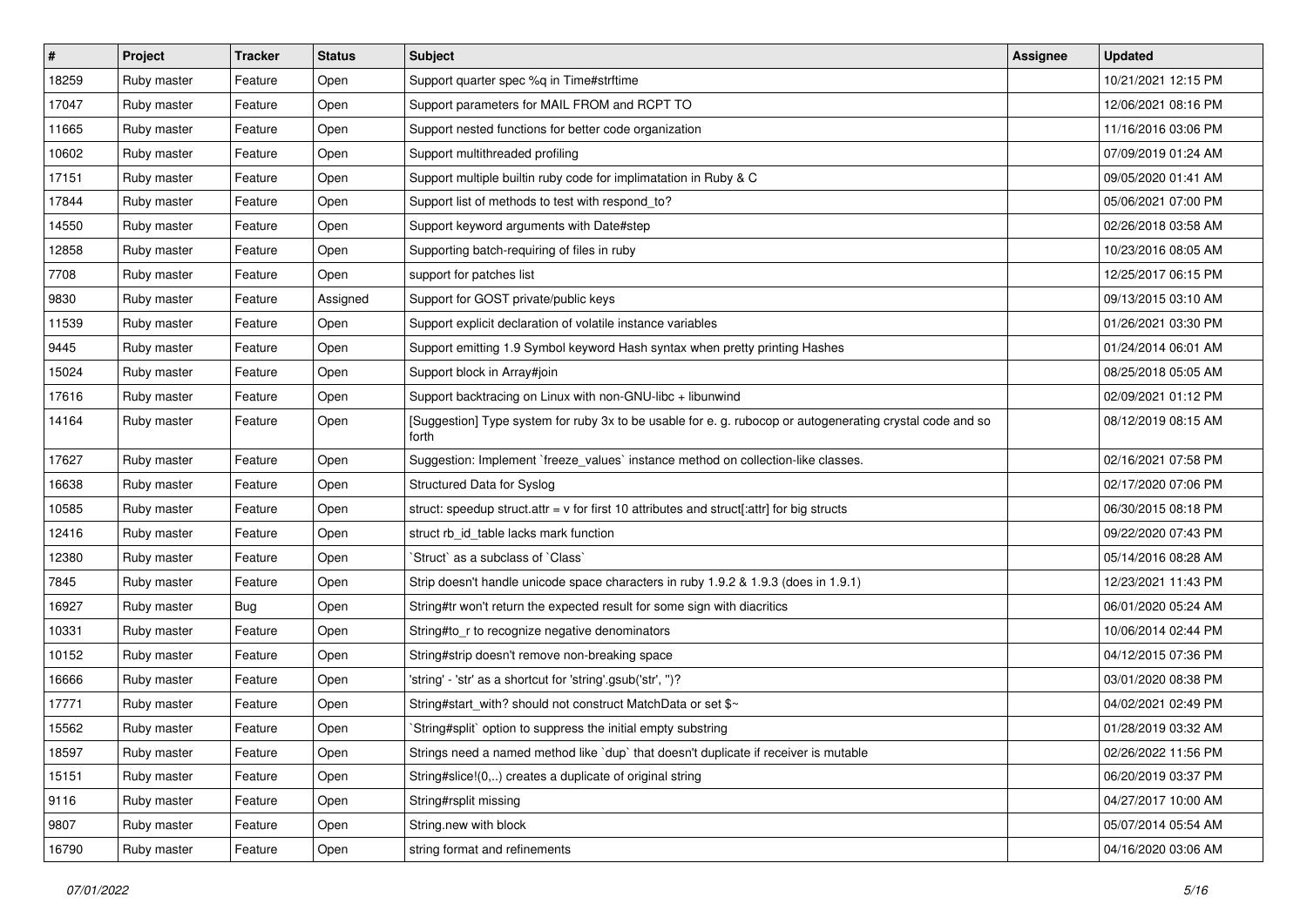| # | Project | Tracker | Status | Subject | Assignee | Updated |
| --- | --- | --- | --- | --- | --- | --- |
| 18259 | Ruby master | Feature | Open | Support quarter spec %q in Time#strftime | | 10/21/2021 12:15 PM |
| 17047 | Ruby master | Feature | Open | Support parameters for MAIL FROM and RCPT TO | | 12/06/2021 08:16 PM |
| 11665 | Ruby master | Feature | Open | Support nested functions for better code organization | | 11/16/2016 03:06 PM |
| 10602 | Ruby master | Feature | Open | Support multithreaded profiling | | 07/09/2019 01:24 AM |
| 17151 | Ruby master | Feature | Open | Support multiple builtin ruby code for implimatation in Ruby & C | | 09/05/2020 01:41 AM |
| 17844 | Ruby master | Feature | Open | Support list of methods to test with respond_to? | | 05/06/2021 07:00 PM |
| 14550 | Ruby master | Feature | Open | Support keyword arguments with Date#step | | 02/26/2018 03:58 AM |
| 12858 | Ruby master | Feature | Open | Supporting batch-requiring of files in ruby | | 10/23/2016 08:05 AM |
| 7708 | Ruby master | Feature | Open | support for patches list | | 12/25/2017 06:15 PM |
| 9830 | Ruby master | Feature | Assigned | Support for GOST private/public keys | | 09/13/2015 03:10 AM |
| 11539 | Ruby master | Feature | Open | Support explicit declaration of volatile instance variables | | 01/26/2021 03:30 PM |
| 9445 | Ruby master | Feature | Open | Support emitting 1.9 Symbol keyword Hash syntax when pretty printing Hashes | | 01/24/2014 06:01 AM |
| 15024 | Ruby master | Feature | Open | Support block in Array#join | | 08/25/2018 05:05 AM |
| 17616 | Ruby master | Feature | Open | Support backtracing on Linux with non-GNU-libc + libunwind | | 02/09/2021 01:12 PM |
| 14164 | Ruby master | Feature | Open | [Suggestion] Type system for ruby 3x to be usable for e. g. rubocop or autogenerating crystal code and so forth | | 08/12/2019 08:15 AM |
| 17627 | Ruby master | Feature | Open | Suggestion: Implement `freeze_values` instance method on collection-like classes. | | 02/16/2021 07:58 PM |
| 16638 | Ruby master | Feature | Open | Structured Data for Syslog | | 02/17/2020 07:06 PM |
| 10585 | Ruby master | Feature | Open | struct: speedup struct.attr = v for first 10 attributes and struct[:attr] for big structs | | 06/30/2015 08:18 PM |
| 12416 | Ruby master | Feature | Open | struct rb_id_table lacks mark function | | 09/22/2020 07:43 PM |
| 12380 | Ruby master | Feature | Open | `Struct` as a subclass of `Class` | | 05/14/2016 08:28 AM |
| 7845 | Ruby master | Feature | Open | Strip doesn't handle unicode space characters in ruby 1.9.2 & 1.9.3 (does in 1.9.1) | | 12/23/2021 11:43 PM |
| 16927 | Ruby master | Bug | Open | String#tr won't return the expected result for some sign with diacritics | | 06/01/2020 05:24 AM |
| 10331 | Ruby master | Feature | Open | String#to_r to recognize negative denominators | | 10/06/2014 02:44 PM |
| 10152 | Ruby master | Feature | Open | String#strip doesn't remove non-breaking space | | 04/12/2015 07:36 PM |
| 16666 | Ruby master | Feature | Open | 'string' - 'str' as a shortcut for 'string'.gsub('str', '')? | | 03/01/2020 08:38 PM |
| 17771 | Ruby master | Feature | Open | String#start_with? should not construct MatchData or set $~ | | 04/02/2021 02:49 PM |
| 15562 | Ruby master | Feature | Open | `String#split` option to suppress the initial empty substring | | 01/28/2019 03:32 AM |
| 18597 | Ruby master | Feature | Open | Strings need a named method like `dup` that doesn't duplicate if receiver is mutable | | 02/26/2022 11:56 PM |
| 15151 | Ruby master | Feature | Open | String#slice!(0,..) creates a duplicate of original string | | 06/20/2019 03:37 PM |
| 9116 | Ruby master | Feature | Open | String#rsplit missing | | 04/27/2017 10:00 AM |
| 9807 | Ruby master | Feature | Open | String.new with block | | 05/07/2014 05:54 AM |
| 16790 | Ruby master | Feature | Open | string format and refinements | | 04/16/2020 03:06 AM |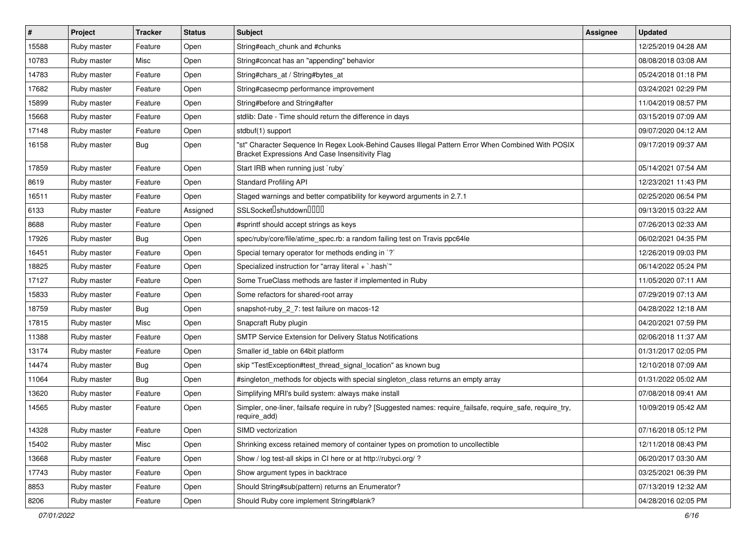| # | Project | Tracker | Status | Subject | Assignee | Updated |
| --- | --- | --- | --- | --- | --- | --- |
| 15588 | Ruby master | Feature | Open | String#each_chunk and #chunks | | 12/25/2019 04:28 AM |
| 10783 | Ruby master | Misc | Open | String#concat has an "appending" behavior | | 08/08/2018 03:08 AM |
| 14783 | Ruby master | Feature | Open | String#chars_at / String#bytes_at | | 05/24/2018 01:18 PM |
| 17682 | Ruby master | Feature | Open | String#casecmp performance improvement | | 03/24/2021 02:29 PM |
| 15899 | Ruby master | Feature | Open | String#before and String#after | | 11/04/2019 08:57 PM |
| 15668 | Ruby master | Feature | Open | stdlib: Date - Time should return the difference in days | | 03/15/2019 07:09 AM |
| 17148 | Ruby master | Feature | Open | stdbuf(1) support | | 09/07/2020 04:12 AM |
| 16158 | Ruby master | Bug | Open | "st" Character Sequence In Regex Look-Behind Causes Illegal Pattern Error When Combined With POSIX Bracket Expressions And Case Insensitivity Flag | | 09/17/2019 09:37 AM |
| 17859 | Ruby master | Feature | Open | Start IRB when running just `ruby` | | 05/14/2021 07:54 AM |
| 8619 | Ruby master | Feature | Open | Standard Profiling API | | 12/23/2021 11:43 PM |
| 16511 | Ruby master | Feature | Open | Staged warnings and better compatibility for keyword arguments in 2.7.1 | | 02/25/2020 06:54 PM |
| 6133 | Ruby master | Feature | Assigned | SSLSocket�shutdown���� | | 09/13/2015 03:22 AM |
| 8688 | Ruby master | Feature | Open | #sprintf should accept strings as keys | | 07/26/2013 02:33 AM |
| 17926 | Ruby master | Bug | Open | spec/ruby/core/file/atime_spec.rb: a random failing test on Travis ppc64le | | 06/02/2021 04:35 PM |
| 16451 | Ruby master | Feature | Open | Special ternary operator for methods ending in `?` | | 12/26/2019 09:03 PM |
| 18825 | Ruby master | Feature | Open | Specialized instruction for "array literal + `.hash`" | | 06/14/2022 05:24 PM |
| 17127 | Ruby master | Feature | Open | Some TrueClass methods are faster if implemented in Ruby | | 11/05/2020 07:11 AM |
| 15833 | Ruby master | Feature | Open | Some refactors for shared-root array | | 07/29/2019 07:13 AM |
| 18759 | Ruby master | Bug | Open | snapshot-ruby_2_7: test failure on macos-12 | | 04/28/2022 12:18 AM |
| 17815 | Ruby master | Misc | Open | Snapcraft Ruby plugin | | 04/20/2021 07:59 PM |
| 11388 | Ruby master | Feature | Open | SMTP Service Extension for Delivery Status Notifications | | 02/06/2018 11:37 AM |
| 13174 | Ruby master | Feature | Open | Smaller id_table on 64bit platform | | 01/31/2017 02:05 PM |
| 14474 | Ruby master | Bug | Open | skip "TestException#test_thread_signal_location" as known bug | | 12/10/2018 07:09 AM |
| 11064 | Ruby master | Bug | Open | #singleton_methods for objects with special singleton_class returns an empty array | | 01/31/2022 05:02 AM |
| 13620 | Ruby master | Feature | Open | Simplifying MRI's build system: always make install | | 07/08/2018 09:41 AM |
| 14565 | Ruby master | Feature | Open | Simpler, one-liner, failsafe require in ruby? [Suggested names: require_failsafe, require_safe, require_try, require_add) | | 10/09/2019 05:42 AM |
| 14328 | Ruby master | Feature | Open | SIMD vectorization | | 07/16/2018 05:12 PM |
| 15402 | Ruby master | Misc | Open | Shrinking excess retained memory of container types on promotion to uncollectible | | 12/11/2018 08:43 PM |
| 13668 | Ruby master | Feature | Open | Show / log test-all skips in CI here or at http://rubyci.org/ ? | | 06/20/2017 03:30 AM |
| 17743 | Ruby master | Feature | Open | Show argument types in backtrace | | 03/25/2021 06:39 PM |
| 8853 | Ruby master | Feature | Open | Should String#sub(pattern) returns an Enumerator? | | 07/13/2019 12:32 AM |
| 8206 | Ruby master | Feature | Open | Should Ruby core implement String#blank? | | 04/28/2016 02:05 PM |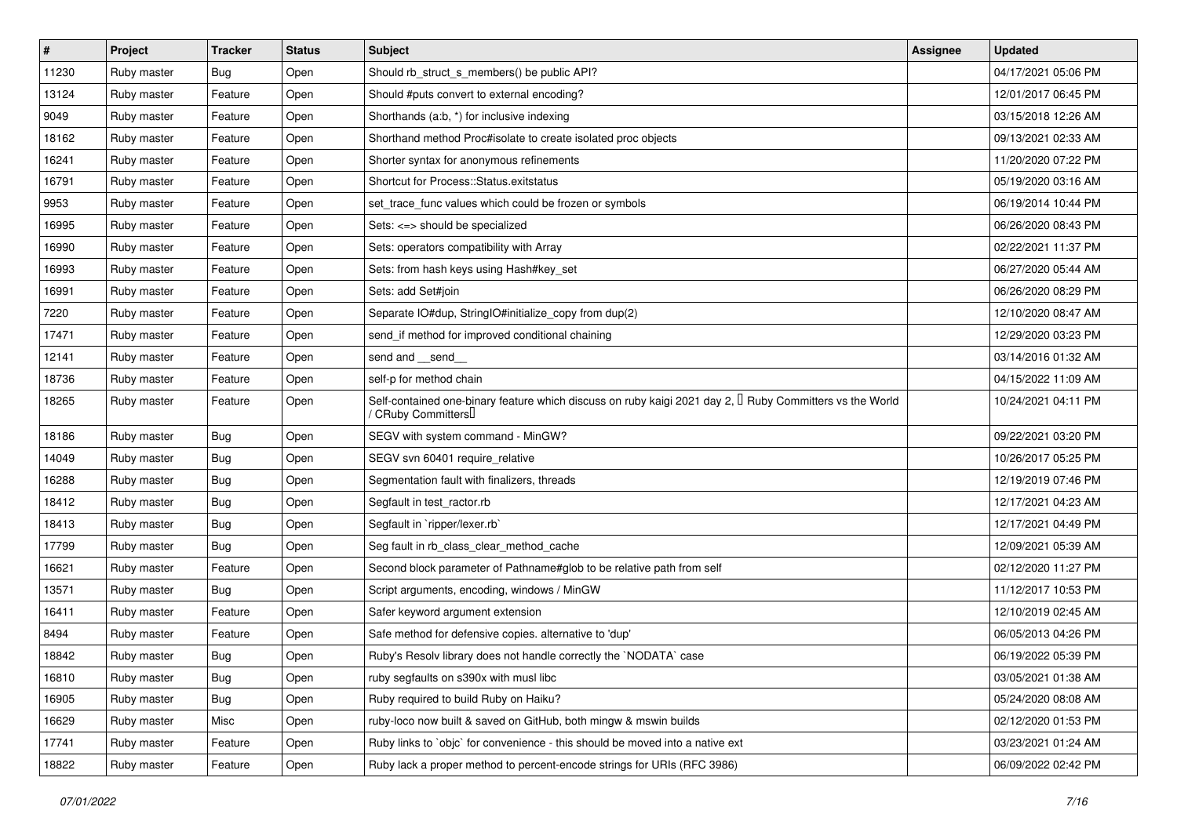| # | Project | Tracker | Status | Subject | Assignee | Updated |
| --- | --- | --- | --- | --- | --- | --- |
| 11230 | Ruby master | Bug | Open | Should rb_struct_s_members() be public API? | | 04/17/2021 05:06 PM |
| 13124 | Ruby master | Feature | Open | Should #puts convert to external encoding? | | 12/01/2017 06:45 PM |
| 9049 | Ruby master | Feature | Open | Shorthands (a:b, *) for inclusive indexing | | 03/15/2018 12:26 AM |
| 18162 | Ruby master | Feature | Open | Shorthand method Proc#isolate to create isolated proc objects | | 09/13/2021 02:33 AM |
| 16241 | Ruby master | Feature | Open | Shorter syntax for anonymous refinements | | 11/20/2020 07:22 PM |
| 16791 | Ruby master | Feature | Open | Shortcut for Process::Status.exitstatus | | 05/19/2020 03:16 AM |
| 9953 | Ruby master | Feature | Open | set_trace_func values which could be frozen or symbols | | 06/19/2014 10:44 PM |
| 16995 | Ruby master | Feature | Open | Sets: <=> should be specialized | | 06/26/2020 08:43 PM |
| 16990 | Ruby master | Feature | Open | Sets: operators compatibility with Array | | 02/22/2021 11:37 PM |
| 16993 | Ruby master | Feature | Open | Sets: from hash keys using Hash#key_set | | 06/27/2020 05:44 AM |
| 16991 | Ruby master | Feature | Open | Sets: add Set#join | | 06/26/2020 08:29 PM |
| 7220 | Ruby master | Feature | Open | Separate IO#dup, StringIO#initialize_copy from dup(2) | | 12/10/2020 08:47 AM |
| 17471 | Ruby master | Feature | Open | send_if method for improved conditional chaining | | 12/29/2020 03:23 PM |
| 12141 | Ruby master | Feature | Open | send and __send__ | | 03/14/2016 01:32 AM |
| 18736 | Ruby master | Feature | Open | self-p for method chain | | 04/15/2022 11:09 AM |
| 18265 | Ruby master | Feature | Open | Self-contained one-binary feature which discuss on ruby kaigi 2021 day 2, 「Ruby Committers vs the World / CRuby Committers」 | | 10/24/2021 04:11 PM |
| 18186 | Ruby master | Bug | Open | SEGV with system command - MinGW? | | 09/22/2021 03:20 PM |
| 14049 | Ruby master | Bug | Open | SEGV svn 60401 require_relative | | 10/26/2017 05:25 PM |
| 16288 | Ruby master | Bug | Open | Segmentation fault with finalizers, threads | | 12/19/2019 07:46 PM |
| 18412 | Ruby master | Bug | Open | Segfault in test_ractor.rb | | 12/17/2021 04:23 AM |
| 18413 | Ruby master | Bug | Open | Segfault in `ripper/lexer.rb` | | 12/17/2021 04:49 PM |
| 17799 | Ruby master | Bug | Open | Seg fault in rb_class_clear_method_cache | | 12/09/2021 05:39 AM |
| 16621 | Ruby master | Feature | Open | Second block parameter of Pathname#glob to be relative path from self | | 02/12/2020 11:27 PM |
| 13571 | Ruby master | Bug | Open | Script arguments, encoding, windows / MinGW | | 11/12/2017 10:53 PM |
| 16411 | Ruby master | Feature | Open | Safer keyword argument extension | | 12/10/2019 02:45 AM |
| 8494 | Ruby master | Feature | Open | Safe method for defensive copies. alternative to 'dup' | | 06/05/2013 04:26 PM |
| 18842 | Ruby master | Bug | Open | Ruby's Resolv library does not handle correctly the `NODATA` case | | 06/19/2022 05:39 PM |
| 16810 | Ruby master | Bug | Open | ruby segfaults on s390x with musl libc | | 03/05/2021 01:38 AM |
| 16905 | Ruby master | Bug | Open | Ruby required to build Ruby on Haiku? | | 05/24/2020 08:08 AM |
| 16629 | Ruby master | Misc | Open | ruby-loco now built & saved on GitHub, both mingw & mswin builds | | 02/12/2020 01:53 PM |
| 17741 | Ruby master | Feature | Open | Ruby links to `objc` for convenience - this should be moved into a native ext | | 03/23/2021 01:24 AM |
| 18822 | Ruby master | Feature | Open | Ruby lack a proper method to percent-encode strings for URIs (RFC 3986) | | 06/09/2022 02:42 PM |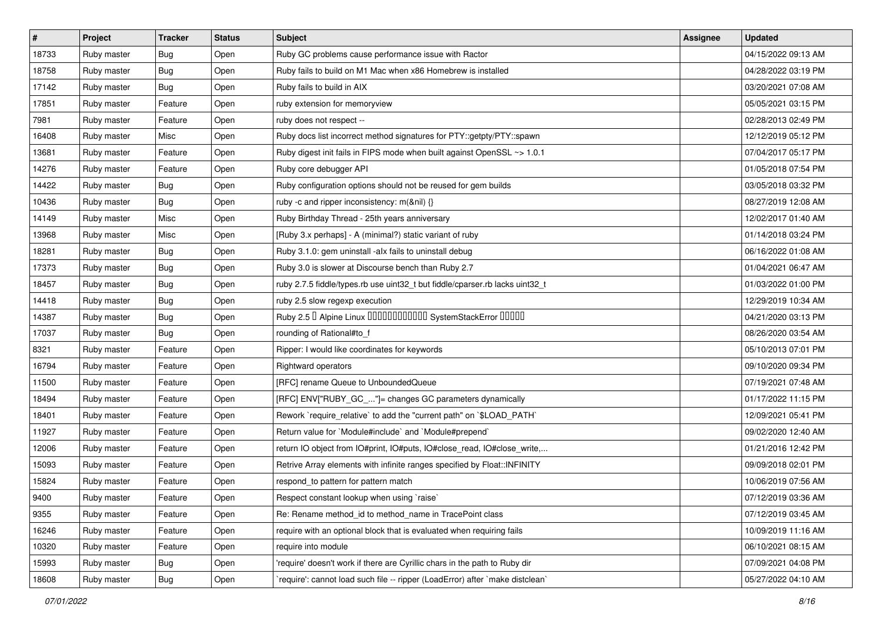| # | Project | Tracker | Status | Subject | Assignee | Updated |
|---|---|---|---|---|---|---|
| 18733 | Ruby master | Bug | Open | Ruby GC problems cause performance issue with Ractor | | 04/15/2022 09:13 AM |
| 18758 | Ruby master | Bug | Open | Ruby fails to build on M1 Mac when x86 Homebrew is installed | | 04/28/2022 03:19 PM |
| 17142 | Ruby master | Bug | Open | Ruby fails to build in AIX | | 03/20/2021 07:08 AM |
| 17851 | Ruby master | Feature | Open | ruby extension for memoryview | | 05/05/2021 03:15 PM |
| 7981 | Ruby master | Feature | Open | ruby does not respect -- | | 02/28/2013 02:49 PM |
| 16408 | Ruby master | Misc | Open | Ruby docs list incorrect method signatures for PTY::getpty/PTY::spawn | | 12/12/2019 05:12 PM |
| 13681 | Ruby master | Feature | Open | Ruby digest init fails in FIPS mode when built against OpenSSL ~> 1.0.1 | | 07/04/2017 05:17 PM |
| 14276 | Ruby master | Feature | Open | Ruby core debugger API | | 01/05/2018 07:54 PM |
| 14422 | Ruby master | Bug | Open | Ruby configuration options should not be reused for gem builds | | 03/05/2018 03:32 PM |
| 10436 | Ruby master | Bug | Open | ruby -c and ripper inconsistency: m(&nil) {} | | 08/27/2019 12:08 AM |
| 14149 | Ruby master | Misc | Open | Ruby Birthday Thread - 25th years anniversary | | 12/02/2017 01:40 AM |
| 13968 | Ruby master | Misc | Open | [Ruby 3.x perhaps] - A (minimal?) static variant of ruby | | 01/14/2018 03:24 PM |
| 18281 | Ruby master | Bug | Open | Ruby 3.1.0: gem uninstall -alx fails to uninstall debug | | 06/16/2022 01:08 AM |
| 17373 | Ruby master | Bug | Open | Ruby 3.0 is slower at Discourse bench than Ruby 2.7 | | 01/04/2021 06:47 AM |
| 18457 | Ruby master | Bug | Open | ruby 2.7.5 fiddle/types.rb use uint32_t but fiddle/cparser.rb lacks uint32_t | | 01/03/2022 01:00 PM |
| 14418 | Ruby master | Bug | Open | ruby 2.5 slow regexp execution | | 12/29/2019 10:34 AM |
| 14387 | Ruby master | Bug | Open | Ruby 2.5 █ Alpine Linux ████████████ SystemStackError █████ | | 04/21/2020 03:13 PM |
| 17037 | Ruby master | Bug | Open | rounding of Rational#to_f | | 08/26/2020 03:54 AM |
| 8321 | Ruby master | Feature | Open | Ripper: I would like coordinates for keywords | | 05/10/2013 07:01 PM |
| 16794 | Ruby master | Feature | Open | Rightward operators | | 09/10/2020 09:34 PM |
| 11500 | Ruby master | Feature | Open | [RFC] rename Queue to UnboundedQueue | | 07/19/2021 07:48 AM |
| 18494 | Ruby master | Feature | Open | [RFC] ENV["RUBY_GC_..."]= changes GC parameters dynamically | | 01/17/2022 11:15 PM |
| 18401 | Ruby master | Feature | Open | Rework `require_relative` to add the "current path" on `$LOAD_PATH` | | 12/09/2021 05:41 PM |
| 11927 | Ruby master | Feature | Open | Return value for `Module#include` and `Module#prepend` | | 09/02/2020 12:40 AM |
| 12006 | Ruby master | Feature | Open | return IO object from IO#print, IO#puts, IO#close_read, IO#close_write,... | | 01/21/2016 12:42 PM |
| 15093 | Ruby master | Feature | Open | Retrive Array elements with infinite ranges specified by Float::INFINITY | | 09/09/2018 02:01 PM |
| 15824 | Ruby master | Feature | Open | respond_to pattern for pattern match | | 10/06/2019 07:56 AM |
| 9400 | Ruby master | Feature | Open | Respect constant lookup when using `raise` | | 07/12/2019 03:36 AM |
| 9355 | Ruby master | Feature | Open | Re: Rename method_id to method_name in TracePoint class | | 07/12/2019 03:45 AM |
| 16246 | Ruby master | Feature | Open | require with an optional block that is evaluated when requiring fails | | 10/09/2019 11:16 AM |
| 10320 | Ruby master | Feature | Open | require into module | | 06/10/2021 08:15 AM |
| 15993 | Ruby master | Bug | Open | 'require' doesn't work if there are Cyrillic chars in the path to Ruby dir | | 07/09/2021 04:08 PM |
| 18608 | Ruby master | Bug | Open | `require': cannot load such file -- ripper (LoadError) after `make distclean` | | 05/27/2022 04:10 AM |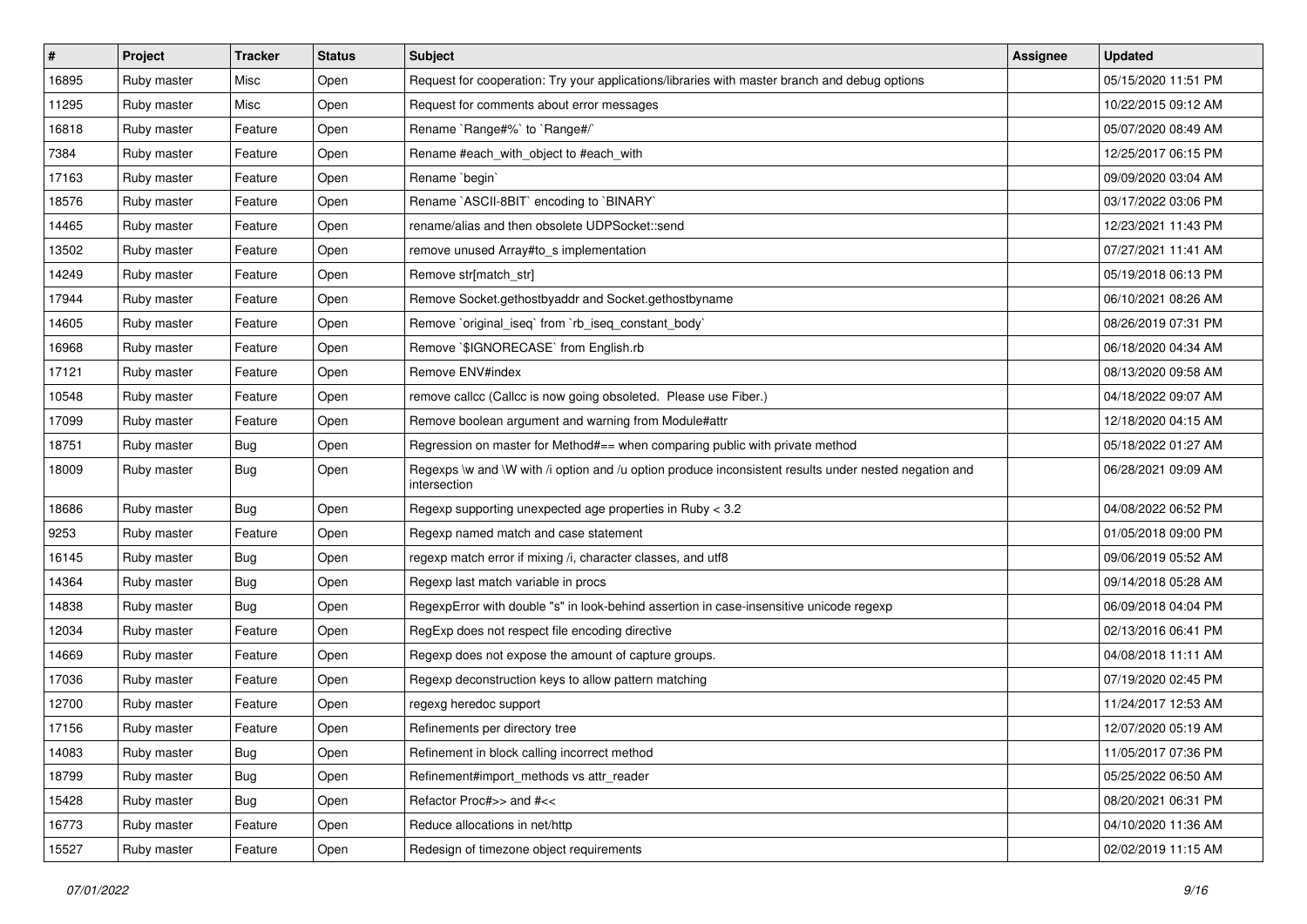| # | Project | Tracker | Status | Subject | Assignee | Updated |
|---|---|---|---|---|---|---|
| 16895 | Ruby master | Misc | Open | Request for cooperation: Try your applications/libraries with master branch and debug options | | 05/15/2020 11:51 PM |
| 11295 | Ruby master | Misc | Open | Request for comments about error messages | | 10/22/2015 09:12 AM |
| 16818 | Ruby master | Feature | Open | Rename `Range#%` to `Range#/` | | 05/07/2020 08:49 AM |
| 7384 | Ruby master | Feature | Open | Rename #each_with_object to #each_with | | 12/25/2017 06:15 PM |
| 17163 | Ruby master | Feature | Open | Rename `begin` | | 09/09/2020 03:04 AM |
| 18576 | Ruby master | Feature | Open | Rename `ASCII-8BIT` encoding to `BINARY` | | 03/17/2022 03:06 PM |
| 14465 | Ruby master | Feature | Open | rename/alias and then obsolete UDPSocket::send | | 12/23/2021 11:43 PM |
| 13502 | Ruby master | Feature | Open | remove unused Array#to_s implementation | | 07/27/2021 11:41 AM |
| 14249 | Ruby master | Feature | Open | Remove str[match_str] | | 05/19/2018 06:13 PM |
| 17944 | Ruby master | Feature | Open | Remove Socket.gethostbyaddr and Socket.gethostbyname | | 06/10/2021 08:26 AM |
| 14605 | Ruby master | Feature | Open | Remove `original_iseq` from `rb_iseq_constant_body` | | 08/26/2019 07:31 PM |
| 16968 | Ruby master | Feature | Open | Remove `$IGNORECASE` from English.rb | | 06/18/2020 04:34 AM |
| 17121 | Ruby master | Feature | Open | Remove ENV#index | | 08/13/2020 09:58 AM |
| 10548 | Ruby master | Feature | Open | remove callcc (Callcc is now going obsoleted.  Please use Fiber.) | | 04/18/2022 09:07 AM |
| 17099 | Ruby master | Feature | Open | Remove boolean argument and warning from Module#attr | | 12/18/2020 04:15 AM |
| 18751 | Ruby master | Bug | Open | Regression on master for Method#== when comparing public with private method | | 05/18/2022 01:27 AM |
| 18009 | Ruby master | Bug | Open | Regexps \w and \W with /i option and /u option produce inconsistent results under nested negation and intersection | | 06/28/2021 09:09 AM |
| 18686 | Ruby master | Bug | Open | Regexp supporting unexpected age properties in Ruby < 3.2 | | 04/08/2022 06:52 PM |
| 9253 | Ruby master | Feature | Open | Regexp named match and case statement | | 01/05/2018 09:00 PM |
| 16145 | Ruby master | Bug | Open | regexp match error if mixing /i, character classes, and utf8 | | 09/06/2019 05:52 AM |
| 14364 | Ruby master | Bug | Open | Regexp last match variable in procs | | 09/14/2018 05:28 AM |
| 14838 | Ruby master | Bug | Open | RegexpError with double "s" in look-behind assertion in case-insensitive unicode regexp | | 06/09/2018 04:04 PM |
| 12034 | Ruby master | Feature | Open | RegExp does not respect file encoding directive | | 02/13/2016 06:41 PM |
| 14669 | Ruby master | Feature | Open | Regexp does not expose the amount of capture groups. | | 04/08/2018 11:11 AM |
| 17036 | Ruby master | Feature | Open | Regexp deconstruction keys to allow pattern matching | | 07/19/2020 02:45 PM |
| 12700 | Ruby master | Feature | Open | regexg heredoc support | | 11/24/2017 12:53 AM |
| 17156 | Ruby master | Feature | Open | Refinements per directory tree | | 12/07/2020 05:19 AM |
| 14083 | Ruby master | Bug | Open | Refinement in block calling incorrect method | | 11/05/2017 07:36 PM |
| 18799 | Ruby master | Bug | Open | Refinement#import_methods vs attr_reader | | 05/25/2022 06:50 AM |
| 15428 | Ruby master | Bug | Open | Refactor Proc#>> and #<< | | 08/20/2021 06:31 PM |
| 16773 | Ruby master | Feature | Open | Reduce allocations in net/http | | 04/10/2020 11:36 AM |
| 15527 | Ruby master | Feature | Open | Redesign of timezone object requirements | | 02/02/2019 11:15 AM |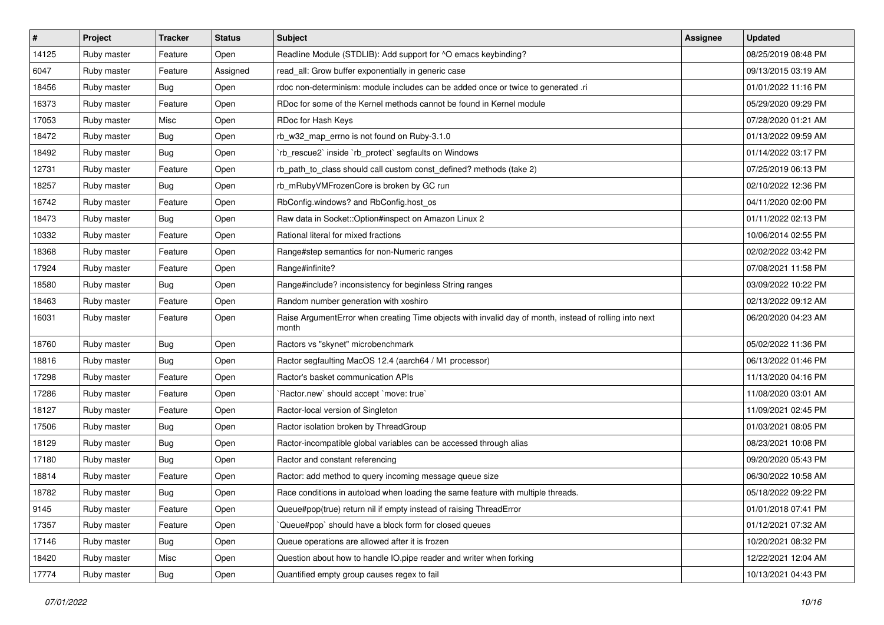| # | Project | Tracker | Status | Subject | Assignee | Updated |
|---|---|---|---|---|---|---|
| 14125 | Ruby master | Feature | Open | Readline Module (STDLIB): Add support for ^O emacs keybinding? | | 08/25/2019 08:48 PM |
| 6047 | Ruby master | Feature | Assigned | read_all: Grow buffer exponentially in generic case | | 09/13/2015 03:19 AM |
| 18456 | Ruby master | Bug | Open | rdoc non-determinism: module includes can be added once or twice to generated .ri | | 01/01/2022 11:16 PM |
| 16373 | Ruby master | Feature | Open | RDoc for some of the Kernel methods cannot be found in Kernel module | | 05/29/2020 09:29 PM |
| 17053 | Ruby master | Misc | Open | RDoc for Hash Keys | | 07/28/2020 01:21 AM |
| 18472 | Ruby master | Bug | Open | rb_w32_map_errno is not found on Ruby-3.1.0 | | 01/13/2022 09:59 AM |
| 18492 | Ruby master | Bug | Open | `rb_rescue2` inside `rb_protect` segfaults on Windows | | 01/14/2022 03:17 PM |
| 12731 | Ruby master | Feature | Open | rb_path_to_class should call custom const_defined? methods (take 2) | | 07/25/2019 06:13 PM |
| 18257 | Ruby master | Bug | Open | rb_mRubyVMFrozenCore is broken by GC run | | 02/10/2022 12:36 PM |
| 16742 | Ruby master | Feature | Open | RbConfig.windows? and RbConfig.host_os | | 04/11/2020 02:00 PM |
| 18473 | Ruby master | Bug | Open | Raw data in Socket::Option#inspect on Amazon Linux 2 | | 01/11/2022 02:13 PM |
| 10332 | Ruby master | Feature | Open | Rational literal for mixed fractions | | 10/06/2014 02:55 PM |
| 18368 | Ruby master | Feature | Open | Range#step semantics for non-Numeric ranges | | 02/02/2022 03:42 PM |
| 17924 | Ruby master | Feature | Open | Range#infinite? | | 07/08/2021 11:58 PM |
| 18580 | Ruby master | Bug | Open | Range#include? inconsistency for beginless String ranges | | 03/09/2022 10:22 PM |
| 18463 | Ruby master | Feature | Open | Random number generation with xoshiro | | 02/13/2022 09:12 AM |
| 16031 | Ruby master | Feature | Open | Raise ArgumentError when creating Time objects with invalid day of month, instead of rolling into next month | | 06/20/2020 04:23 AM |
| 18760 | Ruby master | Bug | Open | Ractors vs "skynet" microbenchmark | | 05/02/2022 11:36 PM |
| 18816 | Ruby master | Bug | Open | Ractor segfaulting MacOS 12.4 (aarch64 / M1 processor) | | 06/13/2022 01:46 PM |
| 17298 | Ruby master | Feature | Open | Ractor's basket communication APIs | | 11/13/2020 04:16 PM |
| 17286 | Ruby master | Feature | Open | `Ractor.new` should accept `move: true` | | 11/08/2020 03:01 AM |
| 18127 | Ruby master | Feature | Open | Ractor-local version of Singleton | | 11/09/2021 02:45 PM |
| 17506 | Ruby master | Bug | Open | Ractor isolation broken by ThreadGroup | | 01/03/2021 08:05 PM |
| 18129 | Ruby master | Bug | Open | Ractor-incompatible global variables can be accessed through alias | | 08/23/2021 10:08 PM |
| 17180 | Ruby master | Bug | Open | Ractor and constant referencing | | 09/20/2020 05:43 PM |
| 18814 | Ruby master | Feature | Open | Ractor: add method to query incoming message queue size | | 06/30/2022 10:58 AM |
| 18782 | Ruby master | Bug | Open | Race conditions in autoload when loading the same feature with multiple threads. | | 05/18/2022 09:22 PM |
| 9145 | Ruby master | Feature | Open | Queue#pop(true) return nil if empty instead of raising ThreadError | | 01/01/2018 07:41 PM |
| 17357 | Ruby master | Feature | Open | `Queue#pop` should have a block form for closed queues | | 01/12/2021 07:32 AM |
| 17146 | Ruby master | Bug | Open | Queue operations are allowed after it is frozen | | 10/20/2021 08:32 PM |
| 18420 | Ruby master | Misc | Open | Question about how to handle IO.pipe reader and writer when forking | | 12/22/2021 12:04 AM |
| 17774 | Ruby master | Bug | Open | Quantified empty group causes regex to fail | | 10/13/2021 04:43 PM |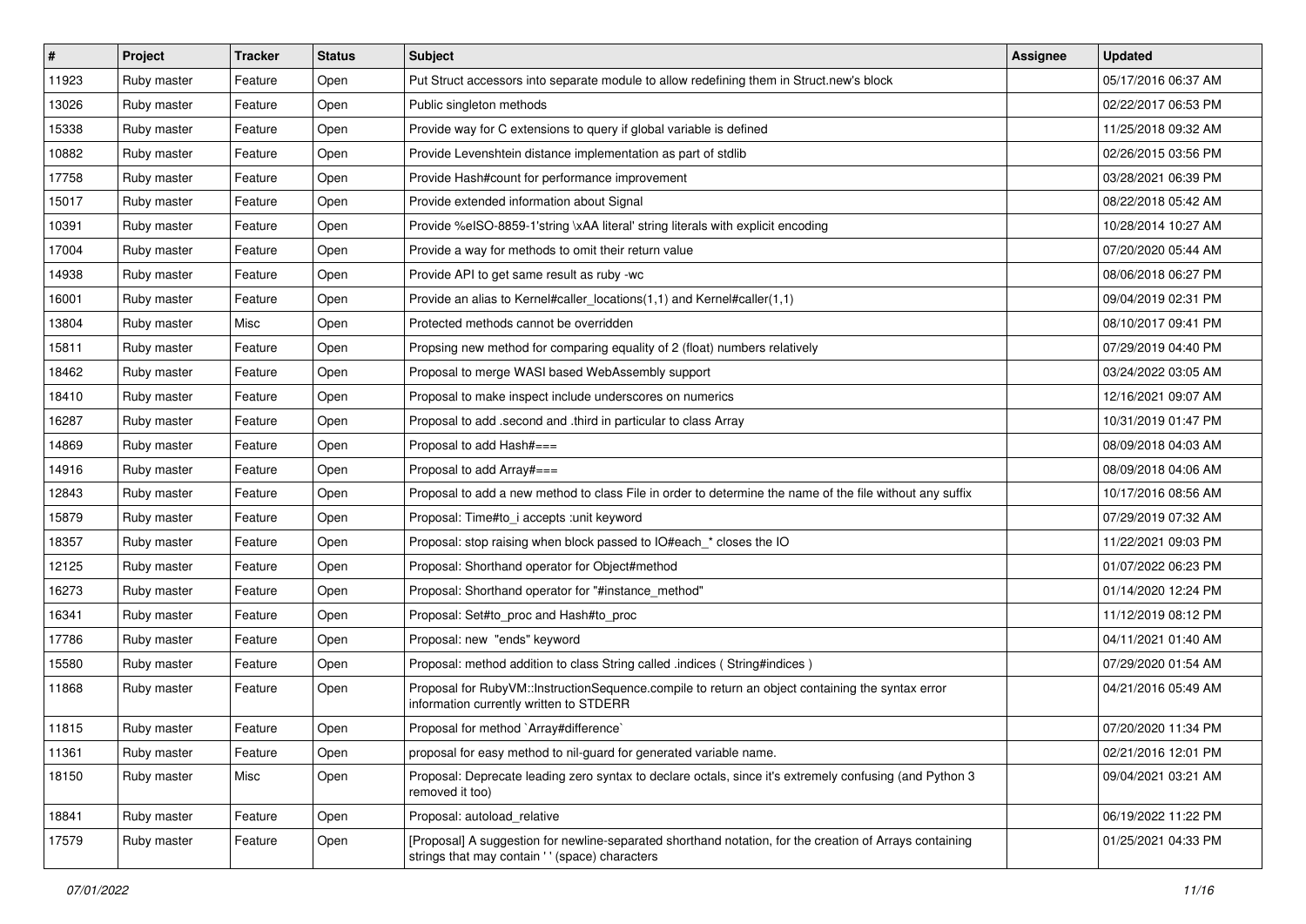| # | Project | Tracker | Status | Subject | Assignee | Updated |
|---|---|---|---|---|---|---|
| 11923 | Ruby master | Feature | Open | Put Struct accessors into separate module to allow redefining them in Struct.new's block | | 05/17/2016 06:37 AM |
| 13026 | Ruby master | Feature | Open | Public singleton methods | | 02/22/2017 06:53 PM |
| 15338 | Ruby master | Feature | Open | Provide way for C extensions to query if global variable is defined | | 11/25/2018 09:32 AM |
| 10882 | Ruby master | Feature | Open | Provide Levenshtein distance implementation as part of stdlib | | 02/26/2015 03:56 PM |
| 17758 | Ruby master | Feature | Open | Provide Hash#count for performance improvement | | 03/28/2021 06:39 PM |
| 15017 | Ruby master | Feature | Open | Provide extended information about Signal | | 08/22/2018 05:42 AM |
| 10391 | Ruby master | Feature | Open | Provide %eISO-8859-1'string \xAA literal' string literals with explicit encoding | | 10/28/2014 10:27 AM |
| 17004 | Ruby master | Feature | Open | Provide a way for methods to omit their return value | | 07/20/2020 05:44 AM |
| 14938 | Ruby master | Feature | Open | Provide API to get same result as ruby -wc | | 08/06/2018 06:27 PM |
| 16001 | Ruby master | Feature | Open | Provide an alias to Kernel#caller_locations(1,1) and Kernel#caller(1,1) | | 09/04/2019 02:31 PM |
| 13804 | Ruby master | Misc | Open | Protected methods cannot be overridden | | 08/10/2017 09:41 PM |
| 15811 | Ruby master | Feature | Open | Propsing new method for comparing equality of 2 (float) numbers relatively | | 07/29/2019 04:40 PM |
| 18462 | Ruby master | Feature | Open | Proposal to merge WASI based WebAssembly support | | 03/24/2022 03:05 AM |
| 18410 | Ruby master | Feature | Open | Proposal to make inspect include underscores on numerics | | 12/16/2021 09:07 AM |
| 16287 | Ruby master | Feature | Open | Proposal to add .second and .third in particular to class Array | | 10/31/2019 01:47 PM |
| 14869 | Ruby master | Feature | Open | Proposal to add Hash#=== | | 08/09/2018 04:03 AM |
| 14916 | Ruby master | Feature | Open | Proposal to add Array#=== | | 08/09/2018 04:06 AM |
| 12843 | Ruby master | Feature | Open | Proposal to add a new method to class File in order to determine the name of the file without any suffix | | 10/17/2016 08:56 AM |
| 15879 | Ruby master | Feature | Open | Proposal: Time#to_i accepts :unit keyword | | 07/29/2019 07:32 AM |
| 18357 | Ruby master | Feature | Open | Proposal: stop raising when block passed to IO#each_* closes the IO | | 11/22/2021 09:03 PM |
| 12125 | Ruby master | Feature | Open | Proposal: Shorthand operator for Object#method | | 01/07/2022 06:23 PM |
| 16273 | Ruby master | Feature | Open | Proposal: Shorthand operator for "#instance_method" | | 01/14/2020 12:24 PM |
| 16341 | Ruby master | Feature | Open | Proposal: Set#to_proc and Hash#to_proc | | 11/12/2019 08:12 PM |
| 17786 | Ruby master | Feature | Open | Proposal: new "ends" keyword | | 04/11/2021 01:40 AM |
| 15580 | Ruby master | Feature | Open | Proposal: method addition to class String called .indices ( String#indices ) | | 07/29/2020 01:54 AM |
| 11868 | Ruby master | Feature | Open | Proposal for RubyVM::InstructionSequence.compile to return an object containing the syntax error information currently written to STDERR | | 04/21/2016 05:49 AM |
| 11815 | Ruby master | Feature | Open | Proposal for method `Array#difference` | | 07/20/2020 11:34 PM |
| 11361 | Ruby master | Feature | Open | proposal for easy method to nil-guard for generated variable name. | | 02/21/2016 12:01 PM |
| 18150 | Ruby master | Misc | Open | Proposal: Deprecate leading zero syntax to declare octals, since it's extremely confusing (and Python 3 removed it too) | | 09/04/2021 03:21 AM |
| 18841 | Ruby master | Feature | Open | Proposal: autoload_relative | | 06/19/2022 11:22 PM |
| 17579 | Ruby master | Feature | Open | [Proposal] A suggestion for newline-separated shorthand notation, for the creation of Arrays containing strings that may contain ' ' (space) characters | | 01/25/2021 04:33 PM |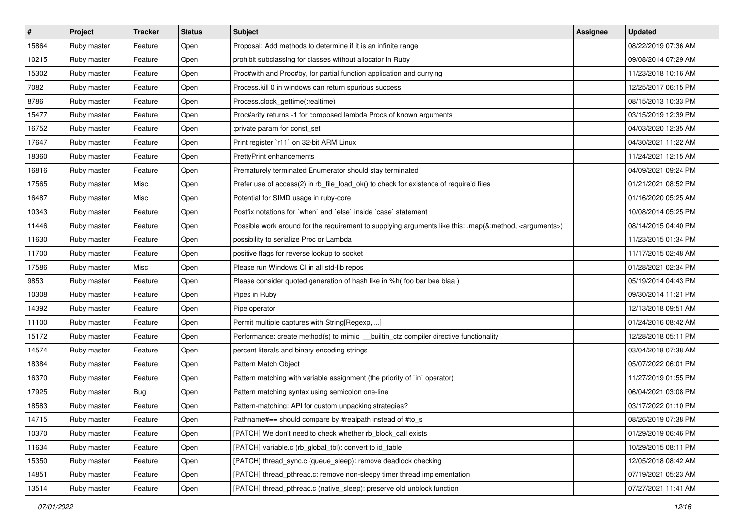| # | Project | Tracker | Status | Subject | Assignee | Updated |
|---|---|---|---|---|---|---|
| 15864 | Ruby master | Feature | Open | Proposal: Add methods to determine if it is an infinite range | | 08/22/2019 07:36 AM |
| 10215 | Ruby master | Feature | Open | prohibit subclassing for classes without allocator in Ruby | | 09/08/2014 07:29 AM |
| 15302 | Ruby master | Feature | Open | Proc#with and Proc#by, for partial function application and currying | | 11/23/2018 10:16 AM |
| 7082 | Ruby master | Feature | Open | Process.kill 0 in windows can return spurious success | | 12/25/2017 06:15 PM |
| 8786 | Ruby master | Feature | Open | Process.clock_gettime(:realtime) | | 08/15/2013 10:33 PM |
| 15477 | Ruby master | Feature | Open | Proc#arity returns -1 for composed lambda Procs of known arguments | | 03/15/2019 12:39 PM |
| 16752 | Ruby master | Feature | Open | :private param for const_set | | 04/03/2020 12:35 AM |
| 17647 | Ruby master | Feature | Open | Print register `r11` on 32-bit ARM Linux | | 04/30/2021 11:22 AM |
| 18360 | Ruby master | Feature | Open | PrettyPrint enhancements | | 11/24/2021 12:15 AM |
| 16816 | Ruby master | Feature | Open | Prematurely terminated Enumerator should stay terminated | | 04/09/2021 09:24 PM |
| 17565 | Ruby master | Misc | Open | Prefer use of access(2) in rb_file_load_ok() to check for existence of require'd files | | 01/21/2021 08:52 PM |
| 16487 | Ruby master | Misc | Open | Potential for SIMD usage in ruby-core | | 01/16/2020 05:25 AM |
| 10343 | Ruby master | Feature | Open | Postfix notations for `when` and `else` inside `case` statement | | 10/08/2014 05:25 PM |
| 11446 | Ruby master | Feature | Open | Possible work around for the requirement to supplying arguments like this: .map(&:method, <arguments>) | | 08/14/2015 04:40 PM |
| 11630 | Ruby master | Feature | Open | possibility to serialize Proc or Lambda | | 11/23/2015 01:34 PM |
| 11700 | Ruby master | Feature | Open | positive flags for reverse lookup to socket | | 11/17/2015 02:48 AM |
| 17586 | Ruby master | Misc | Open | Please run Windows CI in all std-lib repos | | 01/28/2021 02:34 PM |
| 9853 | Ruby master | Feature | Open | Please consider quoted generation of hash like in %h( foo bar bee blaa ) | | 05/19/2014 04:43 PM |
| 10308 | Ruby master | Feature | Open | Pipes in Ruby | | 09/30/2014 11:21 PM |
| 14392 | Ruby master | Feature | Open | Pipe operator | | 12/13/2018 09:51 AM |
| 11100 | Ruby master | Feature | Open | Permit multiple captures with String[Regexp, ...] | | 01/24/2016 08:42 AM |
| 15172 | Ruby master | Feature | Open | Performance: create method(s) to mimic __builtin_ctz compiler directive functionality | | 12/28/2018 05:11 PM |
| 14574 | Ruby master | Feature | Open | percent literals and binary encoding strings | | 03/04/2018 07:38 AM |
| 18384 | Ruby master | Feature | Open | Pattern Match Object | | 05/07/2022 06:01 PM |
| 16370 | Ruby master | Feature | Open | Pattern matching with variable assignment (the priority of `in` operator) | | 11/27/2019 01:55 PM |
| 17925 | Ruby master | Bug | Open | Pattern matching syntax using semicolon one-line | | 06/04/2021 03:08 PM |
| 18583 | Ruby master | Feature | Open | Pattern-matching: API for custom unpacking strategies? | | 03/17/2022 01:10 PM |
| 14715 | Ruby master | Feature | Open | Pathname#== should compare by #realpath instead of #to_s | | 08/26/2019 07:38 PM |
| 10370 | Ruby master | Feature | Open | [PATCH] We don't need to check whether rb_block_call exists | | 01/29/2019 06:46 PM |
| 11634 | Ruby master | Feature | Open | [PATCH] variable.c (rb_global_tbl): convert to id_table | | 10/29/2015 08:11 PM |
| 15350 | Ruby master | Feature | Open | [PATCH] thread_sync.c (queue_sleep): remove deadlock checking | | 12/05/2018 08:42 AM |
| 14851 | Ruby master | Feature | Open | [PATCH] thread_pthread.c: remove non-sleepy timer thread implementation | | 07/19/2021 05:23 AM |
| 13514 | Ruby master | Feature | Open | [PATCH] thread_pthread.c (native_sleep): preserve old unblock function | | 07/27/2021 11:41 AM |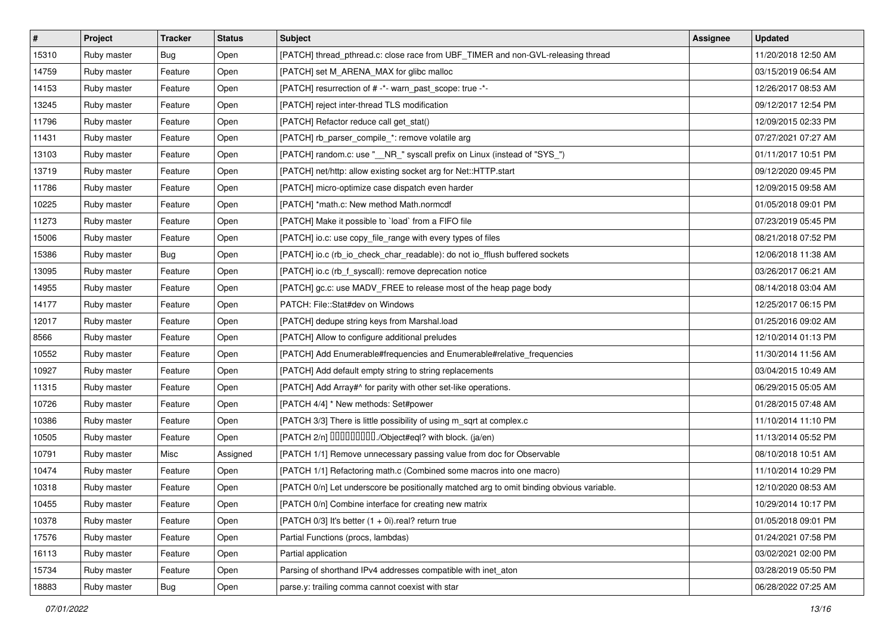| # | Project | Tracker | Status | Subject | Assignee | Updated |
|---|---|---|---|---|---|---|
| 15310 | Ruby master | Bug | Open | [PATCH] thread_pthread.c: close race from UBF_TIMER and non-GVL-releasing thread | | 11/20/2018 12:50 AM |
| 14759 | Ruby master | Feature | Open | [PATCH] set M_ARENA_MAX for glibc malloc | | 03/15/2019 06:54 AM |
| 14153 | Ruby master | Feature | Open | [PATCH] resurrection of # -*- warn_past_scope: true -*- | | 12/26/2017 08:53 AM |
| 13245 | Ruby master | Feature | Open | [PATCH] reject inter-thread TLS modification | | 09/12/2017 12:54 PM |
| 11796 | Ruby master | Feature | Open | [PATCH] Refactor reduce call get_stat() | | 12/09/2015 02:33 PM |
| 11431 | Ruby master | Feature | Open | [PATCH] rb_parser_compile_*: remove volatile arg | | 07/27/2021 07:27 AM |
| 13103 | Ruby master | Feature | Open | [PATCH] random.c: use "__NR_" syscall prefix on Linux (instead of "SYS_") | | 01/11/2017 10:51 PM |
| 13719 | Ruby master | Feature | Open | [PATCH] net/http: allow existing socket arg for Net::HTTP.start | | 09/12/2020 09:45 PM |
| 11786 | Ruby master | Feature | Open | [PATCH] micro-optimize case dispatch even harder | | 12/09/2015 09:58 AM |
| 10225 | Ruby master | Feature | Open | [PATCH] *math.c: New method Math.normcdf | | 01/05/2018 09:01 PM |
| 11273 | Ruby master | Feature | Open | [PATCH] Make it possible to `load` from a FIFO file | | 07/23/2019 05:45 PM |
| 15006 | Ruby master | Feature | Open | [PATCH] io.c: use copy_file_range with every types of files | | 08/21/2018 07:52 PM |
| 15386 | Ruby master | Bug | Open | [PATCH] io.c (rb_io_check_char_readable): do not io_fflush buffered sockets | | 12/06/2018 11:38 AM |
| 13095 | Ruby master | Feature | Open | [PATCH] io.c (rb_f_syscall): remove deprecation notice | | 03/26/2017 06:21 AM |
| 14955 | Ruby master | Feature | Open | [PATCH] gc.c: use MADV_FREE to release most of the heap page body | | 08/14/2018 03:04 AM |
| 14177 | Ruby master | Feature | Open | PATCH: File::Stat#dev on Windows | | 12/25/2017 06:15 PM |
| 12017 | Ruby master | Feature | Open | [PATCH] dedupe string keys from Marshal.load | | 01/25/2016 09:02 AM |
| 8566 | Ruby master | Feature | Open | [PATCH] Allow to configure additional preludes | | 12/10/2014 01:13 PM |
| 10552 | Ruby master | Feature | Open | [PATCH] Add Enumerable#frequencies and Enumerable#relative_frequencies | | 11/30/2014 11:56 AM |
| 10927 | Ruby master | Feature | Open | [PATCH] Add default empty string to string replacements | | 03/04/2015 10:49 AM |
| 11315 | Ruby master | Feature | Open | [PATCH] Add Array#^ for parity with other set-like operations. | | 06/29/2015 05:05 AM |
| 10726 | Ruby master | Feature | Open | [PATCH 4/4] * New methods: Set#power | | 01/28/2015 07:48 AM |
| 10386 | Ruby master | Feature | Open | [PATCH 3/3] There is little possibility of using m_sqrt at complex.c | | 11/10/2014 11:10 PM |
| 10505 | Ruby master | Feature | Open | [PATCH 2/n] ���������./Object#eql? with block. (ja/en) | | 11/13/2014 05:52 PM |
| 10791 | Ruby master | Misc | Assigned | [PATCH 1/1] Remove unnecessary passing value from doc for Observable | | 08/10/2018 10:51 AM |
| 10474 | Ruby master | Feature | Open | [PATCH 1/1] Refactoring math.c (Combined some macros into one macro) | | 11/10/2014 10:29 PM |
| 10318 | Ruby master | Feature | Open | [PATCH 0/n] Let underscore be positionally matched arg to omit binding obvious variable. | | 12/10/2020 08:53 AM |
| 10455 | Ruby master | Feature | Open | [PATCH 0/n] Combine interface for creating new matrix | | 10/29/2014 10:17 PM |
| 10378 | Ruby master | Feature | Open | [PATCH 0/3] It's better (1 + 0i).real? return true | | 01/05/2018 09:01 PM |
| 17576 | Ruby master | Feature | Open | Partial Functions (procs, lambdas) | | 01/24/2021 07:58 PM |
| 16113 | Ruby master | Feature | Open | Partial application | | 03/02/2021 02:00 PM |
| 15734 | Ruby master | Feature | Open | Parsing of shorthand IPv4 addresses compatible with inet_aton | | 03/28/2019 05:50 PM |
| 18883 | Ruby master | Bug | Open | parse.y: trailing comma cannot coexist with star | | 06/28/2022 07:25 AM |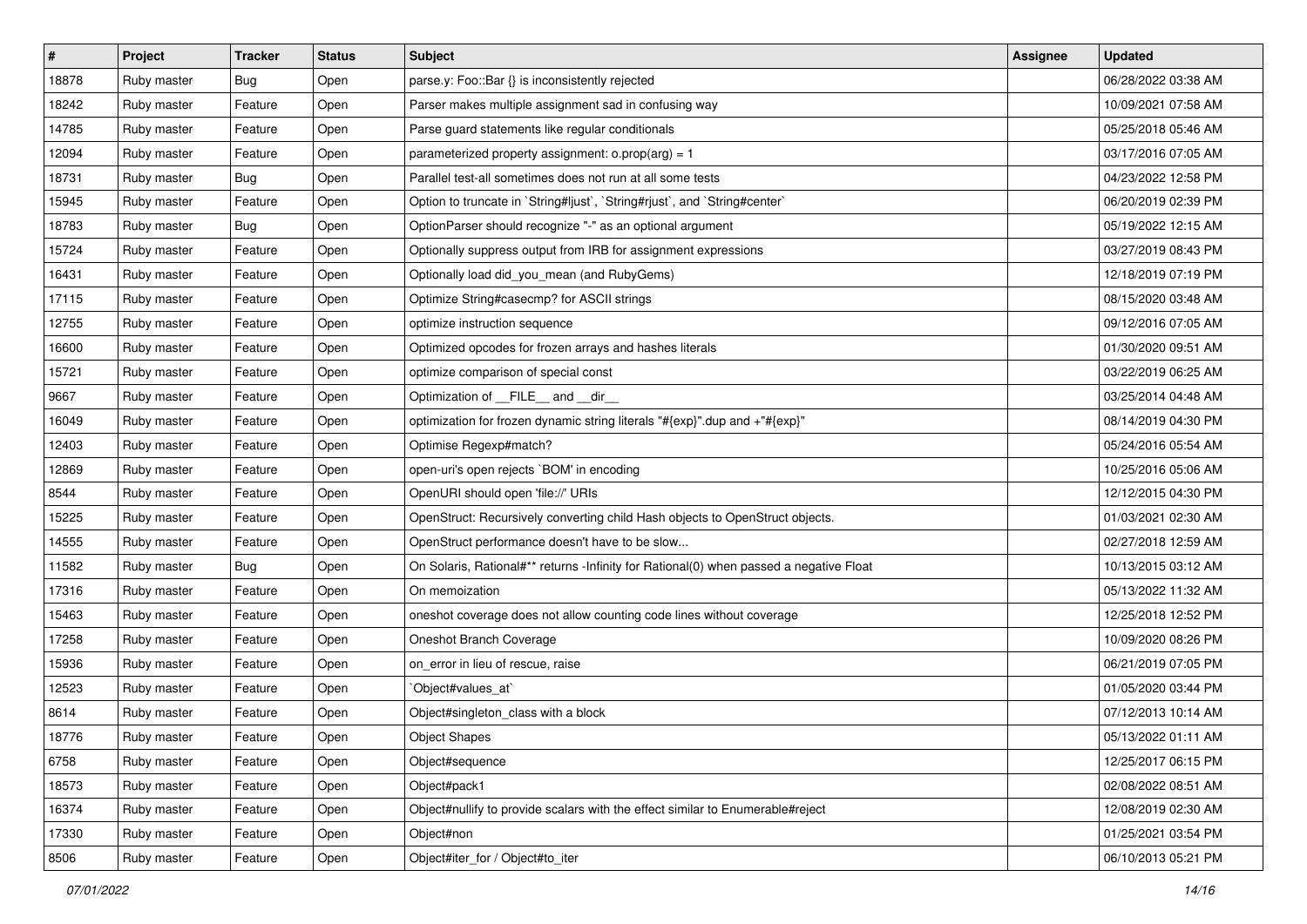| # | Project | Tracker | Status | Subject | Assignee | Updated |
|---|---|---|---|---|---|---|
| 18878 | Ruby master | Bug | Open | parse.y: Foo::Bar {} is inconsistently rejected | | 06/28/2022 03:38 AM |
| 18242 | Ruby master | Feature | Open | Parser makes multiple assignment sad in confusing way | | 10/09/2021 07:58 AM |
| 14785 | Ruby master | Feature | Open | Parse guard statements like regular conditionals | | 05/25/2018 05:46 AM |
| 12094 | Ruby master | Feature | Open | parameterized property assignment: o.prop(arg) = 1 | | 03/17/2016 07:05 AM |
| 18731 | Ruby master | Bug | Open | Parallel test-all sometimes does not run at all some tests | | 04/23/2022 12:58 PM |
| 15945 | Ruby master | Feature | Open | Option to truncate in `String#ljust`, `String#rjust`, and `String#center` | | 06/20/2019 02:39 PM |
| 18783 | Ruby master | Bug | Open | OptionParser should recognize "-" as an optional argument | | 05/19/2022 12:15 AM |
| 15724 | Ruby master | Feature | Open | Optionally suppress output from IRB for assignment expressions | | 03/27/2019 08:43 PM |
| 16431 | Ruby master | Feature | Open | Optionally load did_you_mean (and RubyGems) | | 12/18/2019 07:19 PM |
| 17115 | Ruby master | Feature | Open | Optimize String#casecmp? for ASCII strings | | 08/15/2020 03:48 AM |
| 12755 | Ruby master | Feature | Open | optimize instruction sequence | | 09/12/2016 07:05 AM |
| 16600 | Ruby master | Feature | Open | Optimized opcodes for frozen arrays and hashes literals | | 01/30/2020 09:51 AM |
| 15721 | Ruby master | Feature | Open | optimize comparison of special const | | 03/22/2019 06:25 AM |
| 9667 | Ruby master | Feature | Open | Optimization of __FILE__ and __dir__ | | 03/25/2014 04:48 AM |
| 16049 | Ruby master | Feature | Open | optimization for frozen dynamic string literals "#{exp}".dup and +"#{exp}" | | 08/14/2019 04:30 PM |
| 12403 | Ruby master | Feature | Open | Optimise Regexp#match? | | 05/24/2016 05:54 AM |
| 12869 | Ruby master | Feature | Open | open-uri's open rejects `BOM' in encoding | | 10/25/2016 05:06 AM |
| 8544 | Ruby master | Feature | Open | OpenURI should open 'file://' URIs | | 12/12/2015 04:30 PM |
| 15225 | Ruby master | Feature | Open | OpenStruct: Recursively converting child Hash objects to OpenStruct objects. | | 01/03/2021 02:30 AM |
| 14555 | Ruby master | Feature | Open | OpenStruct performance doesn't have to be slow... | | 02/27/2018 12:59 AM |
| 11582 | Ruby master | Bug | Open | On Solaris, Rational#** returns -Infinity for Rational(0) when passed a negative Float | | 10/13/2015 03:12 AM |
| 17316 | Ruby master | Feature | Open | On memoization | | 05/13/2022 11:32 AM |
| 15463 | Ruby master | Feature | Open | oneshot coverage does not allow counting code lines without coverage | | 12/25/2018 12:52 PM |
| 17258 | Ruby master | Feature | Open | Oneshot Branch Coverage | | 10/09/2020 08:26 PM |
| 15936 | Ruby master | Feature | Open | on_error in lieu of rescue, raise | | 06/21/2019 07:05 PM |
| 12523 | Ruby master | Feature | Open | `Object#values_at` | | 01/05/2020 03:44 PM |
| 8614 | Ruby master | Feature | Open | Object#singleton_class with a block | | 07/12/2013 10:14 AM |
| 18776 | Ruby master | Feature | Open | Object Shapes | | 05/13/2022 01:11 AM |
| 6758 | Ruby master | Feature | Open | Object#sequence | | 12/25/2017 06:15 PM |
| 18573 | Ruby master | Feature | Open | Object#pack1 | | 02/08/2022 08:51 AM |
| 16374 | Ruby master | Feature | Open | Object#nullify to provide scalars with the effect similar to Enumerable#reject | | 12/08/2019 02:30 AM |
| 17330 | Ruby master | Feature | Open | Object#non | | 01/25/2021 03:54 PM |
| 8506 | Ruby master | Feature | Open | Object#iter_for / Object#to_iter | | 06/10/2013 05:21 PM |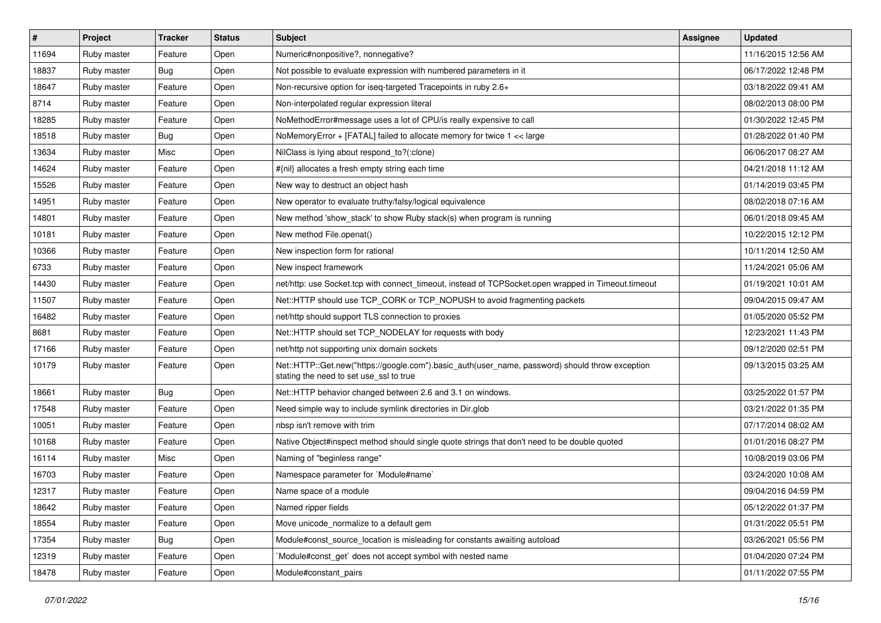| # | Project | Tracker | Status | Subject | Assignee | Updated |
|---|---|---|---|---|---|---|
| 11694 | Ruby master | Feature | Open | Numeric#nonpositive?, nonnegative? | | 11/16/2015 12:56 AM |
| 18837 | Ruby master | Bug | Open | Not possible to evaluate expression with numbered parameters in it | | 06/17/2022 12:48 PM |
| 18647 | Ruby master | Feature | Open | Non-recursive option for iseq-targeted Tracepoints in ruby 2.6+ | | 03/18/2022 09:41 AM |
| 8714 | Ruby master | Feature | Open | Non-interpolated regular expression literal | | 08/02/2013 08:00 PM |
| 18285 | Ruby master | Feature | Open | NoMethodError#message uses a lot of CPU/is really expensive to call | | 01/30/2022 12:45 PM |
| 18518 | Ruby master | Bug | Open | NoMemoryError + [FATAL] failed to allocate memory for twice 1 << large | | 01/28/2022 01:40 PM |
| 13634 | Ruby master | Misc | Open | NilClass is lying about respond_to?(:clone) | | 06/06/2017 08:27 AM |
| 14624 | Ruby master | Feature | Open | #{nil} allocates a fresh empty string each time | | 04/21/2018 11:12 AM |
| 15526 | Ruby master | Feature | Open | New way to destruct an object hash | | 01/14/2019 03:45 PM |
| 14951 | Ruby master | Feature | Open | New operator to evaluate truthy/falsy/logical equivalence | | 08/02/2018 07:16 AM |
| 14801 | Ruby master | Feature | Open | New method 'show_stack' to show Ruby stack(s) when program is running | | 06/01/2018 09:45 AM |
| 10181 | Ruby master | Feature | Open | New method File.openat() | | 10/22/2015 12:12 PM |
| 10366 | Ruby master | Feature | Open | New inspection form for rational | | 10/11/2014 12:50 AM |
| 6733 | Ruby master | Feature | Open | New inspect framework | | 11/24/2021 05:06 AM |
| 14430 | Ruby master | Feature | Open | net/http: use Socket.tcp with connect_timeout, instead of TCPSocket.open wrapped in Timeout.timeout | | 01/19/2021 10:01 AM |
| 11507 | Ruby master | Feature | Open | Net::HTTP should use TCP_CORK or TCP_NOPUSH to avoid fragmenting packets | | 09/04/2015 09:47 AM |
| 16482 | Ruby master | Feature | Open | net/http should support TLS connection to proxies | | 01/05/2020 05:52 PM |
| 8681 | Ruby master | Feature | Open | Net::HTTP should set TCP_NODELAY for requests with body | | 12/23/2021 11:43 PM |
| 17166 | Ruby master | Feature | Open | net/http not supporting unix domain sockets | | 09/12/2020 02:51 PM |
| 10179 | Ruby master | Feature | Open | Net::HTTP::Get.new("https://google.com").basic_auth(user_name, password) should throw exception stating the need to set use_ssl to true | | 09/13/2015 03:25 AM |
| 18661 | Ruby master | Bug | Open | Net::HTTP behavior changed between 2.6 and 3.1 on windows. | | 03/25/2022 01:57 PM |
| 17548 | Ruby master | Feature | Open | Need simple way to include symlink directories in Dir.glob | | 03/21/2022 01:35 PM |
| 10051 | Ruby master | Feature | Open | nbsp isn't remove with trim | | 07/17/2014 08:02 AM |
| 10168 | Ruby master | Feature | Open | Native Object#inspect method should single quote strings that don't need to be double quoted | | 01/01/2016 08:27 PM |
| 16114 | Ruby master | Misc | Open | Naming of "beginless range" | | 10/08/2019 03:06 PM |
| 16703 | Ruby master | Feature | Open | Namespace parameter for `Module#name` | | 03/24/2020 10:08 AM |
| 12317 | Ruby master | Feature | Open | Name space of a module | | 09/04/2016 04:59 PM |
| 18642 | Ruby master | Feature | Open | Named ripper fields | | 05/12/2022 01:37 PM |
| 18554 | Ruby master | Feature | Open | Move unicode_normalize to a default gem | | 01/31/2022 05:51 PM |
| 17354 | Ruby master | Bug | Open | Module#const_source_location is misleading for constants awaiting autoload | | 03/26/2021 05:56 PM |
| 12319 | Ruby master | Feature | Open | `Module#const_get` does not accept symbol with nested name | | 01/04/2020 07:24 PM |
| 18478 | Ruby master | Feature | Open | Module#constant_pairs | | 01/11/2022 07:55 PM |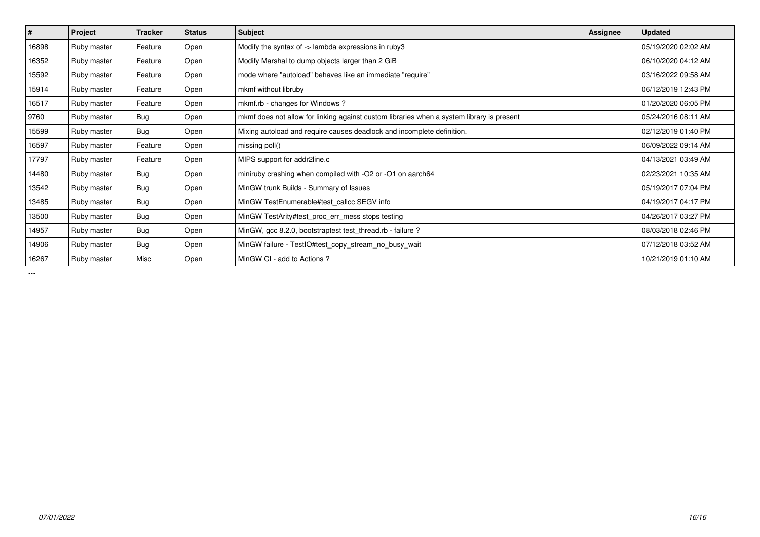| # | Project | Tracker | Status | Subject | Assignee | Updated |
|---|---|---|---|---|---|---|
| 16898 | Ruby master | Feature | Open | Modify the syntax of -> lambda expressions in ruby3 | | 05/19/2020 02:02 AM |
| 16352 | Ruby master | Feature | Open | Modify Marshal to dump objects larger than 2 GiB | | 06/10/2020 04:12 AM |
| 15592 | Ruby master | Feature | Open | mode where "autoload" behaves like an immediate "require" | | 03/16/2022 09:58 AM |
| 15914 | Ruby master | Feature | Open | mkmf without libruby | | 06/12/2019 12:43 PM |
| 16517 | Ruby master | Feature | Open | mkmf.rb - changes for Windows ? | | 01/20/2020 06:05 PM |
| 9760 | Ruby master | Bug | Open | mkmf does not allow for linking against custom libraries when a system library is present | | 05/24/2016 08:11 AM |
| 15599 | Ruby master | Bug | Open | Mixing autoload and require causes deadlock and incomplete definition. | | 02/12/2019 01:40 PM |
| 16597 | Ruby master | Feature | Open | missing poll() | | 06/09/2022 09:14 AM |
| 17797 | Ruby master | Feature | Open | MIPS support for addr2line.c | | 04/13/2021 03:49 AM |
| 14480 | Ruby master | Bug | Open | miniruby crashing when compiled with -O2 or -O1 on aarch64 | | 02/23/2021 10:35 AM |
| 13542 | Ruby master | Bug | Open | MinGW trunk Builds - Summary of Issues | | 05/19/2017 07:04 PM |
| 13485 | Ruby master | Bug | Open | MinGW TestEnumerable#test_callcc SEGV info | | 04/19/2017 04:17 PM |
| 13500 | Ruby master | Bug | Open | MinGW TestArity#test_proc_err_mess stops testing | | 04/26/2017 03:27 PM |
| 14957 | Ruby master | Bug | Open | MinGW, gcc 8.2.0, bootstraptest test_thread.rb - failure ? | | 08/03/2018 02:46 PM |
| 14906 | Ruby master | Bug | Open | MinGW failure - TestIO#test_copy_stream_no_busy_wait | | 07/12/2018 03:52 AM |
| 16267 | Ruby master | Misc | Open | MinGW CI - add to Actions ? | | 10/21/2019 01:10 AM |

...